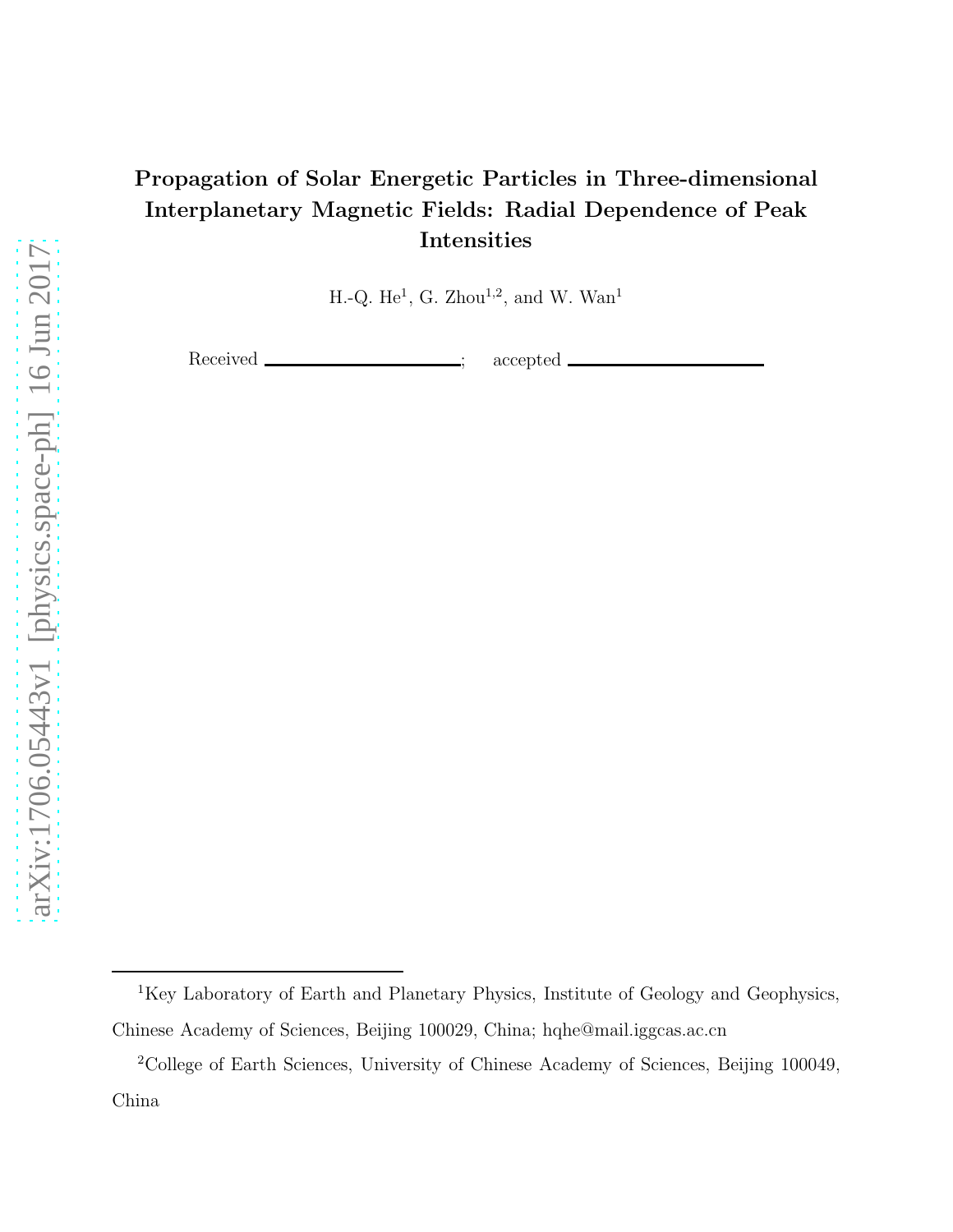# Propagation of Solar Energetic Particles in Three-dimensional Interplanetary Magnetic Fields: Radial Dependence of Peak Intensities

H.-Q. He[1], G. Zhou[1,2], and W. Wan[1]

Received _______________; accepted _______________

---

[1]Key Laboratory of Earth and Planetary Physics, Institute of Geology and Geophysics, Chinese Academy of Sciences, Beijing 100029, China; hqhe@mail.iggcas.ac.cn

[2]College of Earth Sciences, University of Chinese Academy of Sciences, Beijing 100049, China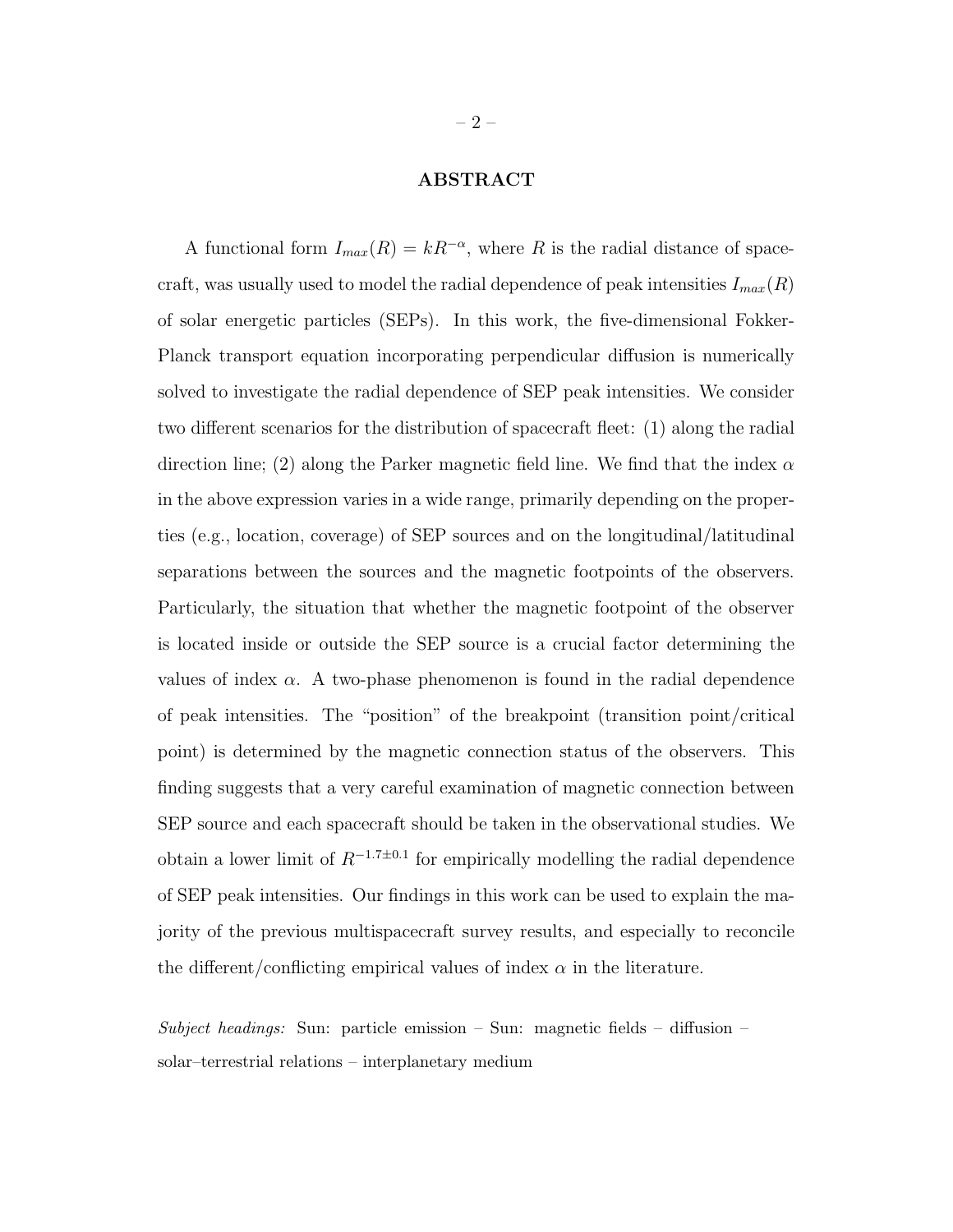## ABSTRACT

A functional form $I_{max}(R) = kR^{-\alpha}$, where $R$ is the radial distance of spacecraft, was usually used to model the radial dependence of peak intensities $I_{max}(R)$ of solar energetic particles (SEPs). In this work, the five-dimensional Fokker-Planck transport equation incorporating perpendicular diffusion is numerically solved to investigate the radial dependence of SEP peak intensities. We consider two different scenarios for the distribution of spacecraft fleet: (1) along the radial direction line; (2) along the Parker magnetic field line. We find that the index $\alpha$ in the above expression varies in a wide range, primarily depending on the properties (e.g., location, coverage) of SEP sources and on the longitudinal/latitudinal separations between the sources and the magnetic footpoints of the observers. Particularly, the situation that whether the magnetic footpoint of the observer is located inside or outside the SEP source is a crucial factor determining the values of index $\alpha$. A two-phase phenomenon is found in the radial dependence of peak intensities. The "position" of the breakpoint (transition point/critical point) is determined by the magnetic connection status of the observers. This finding suggests that a very careful examination of magnetic connection between SEP source and each spacecraft should be taken in the observational studies. We obtain a lower limit of $R^{-1.7\pm0.1}$ for empirically modelling the radial dependence of SEP peak intensities. Our findings in this work can be used to explain the majority of the previous multispacecraft survey results, and especially to reconcile the different/conflicting empirical values of index $\alpha$ in the literature.

*Subject headings:* Sun: particle emission – Sun: magnetic fields – diffusion – solar–terrestrial relations – interplanetary medium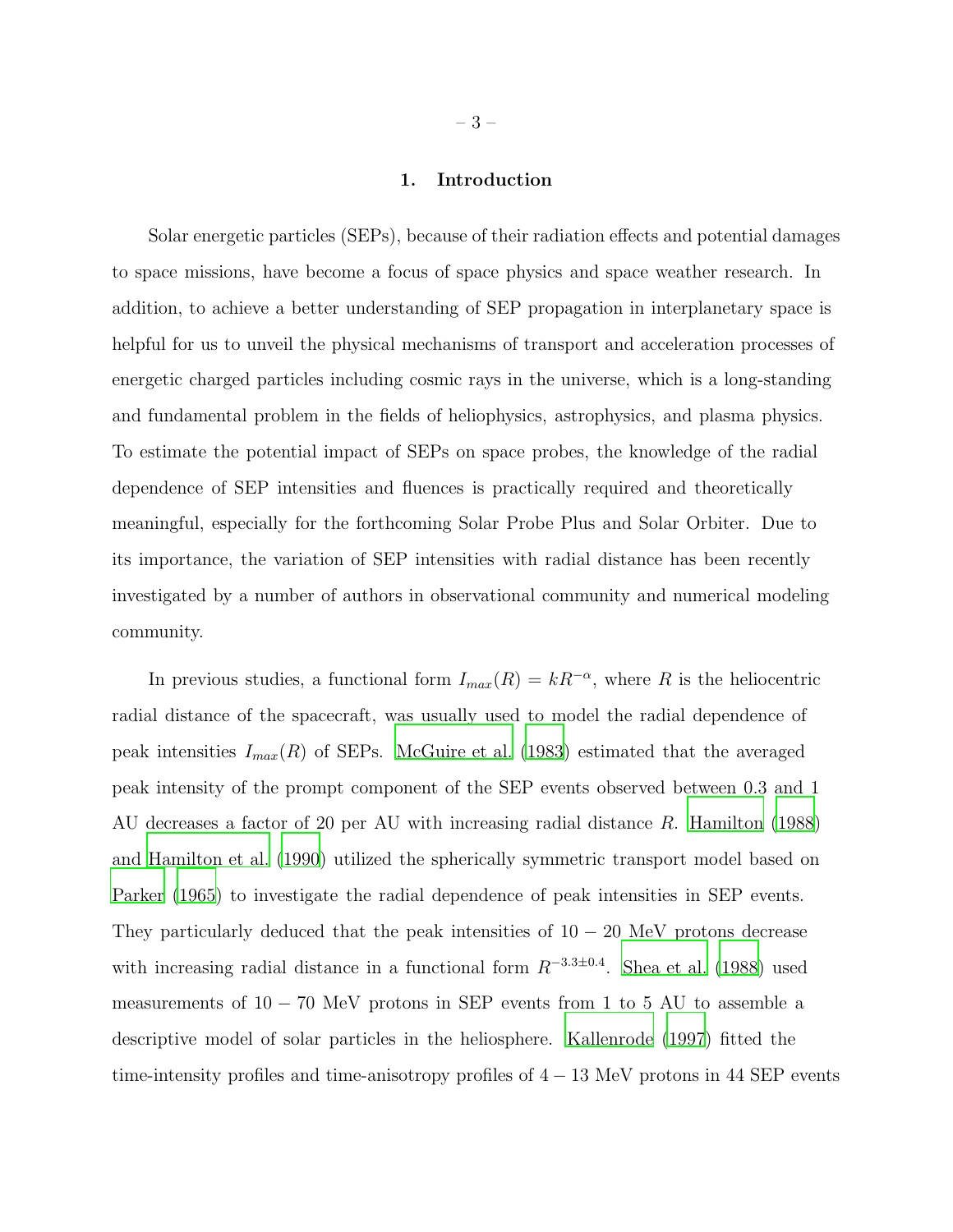## 1. Introduction

Solar energetic particles (SEPs), because of their radiation effects and potential damages to space missions, have become a focus of space physics and space weather research. In addition, to achieve a better understanding of SEP propagation in interplanetary space is helpful for us to unveil the physical mechanisms of transport and acceleration processes of energetic charged particles including cosmic rays in the universe, which is a long-standing and fundamental problem in the fields of heliophysics, astrophysics, and plasma physics. To estimate the potential impact of SEPs on space probes, the knowledge of the radial dependence of SEP intensities and fluences is practically required and theoretically meaningful, especially for the forthcoming Solar Probe Plus and Solar Orbiter. Due to its importance, the variation of SEP intensities with radial distance has been recently investigated by a number of authors in observational community and numerical modeling community.

In previous studies, a functional form $I_{max}(R) = kR^{-\alpha}$, where $R$ is the heliocentric radial distance of the spacecraft, was usually used to model the radial dependence of peak intensities $I_{max}(R)$ of SEPs. McGuire et al. (1983) estimated that the averaged peak intensity of the prompt component of the SEP events observed between 0.3 and 1 AU decreases a factor of 20 per AU with increasing radial distance $R$. Hamilton (1988) and Hamilton et al. (1990) utilized the spherically symmetric transport model based on Parker (1965) to investigate the radial dependence of peak intensities in SEP events. They particularly deduced that the peak intensities of $10-20$ MeV protons decrease with increasing radial distance in a functional form $R^{-3.3\pm0.4}$. Shea et al. (1988) used measurements of $10-70$ MeV protons in SEP events from 1 to 5 AU to assemble a descriptive model of solar particles in the heliosphere. Kallenrode (1997) fitted the time-intensity profiles and time-anisotropy profiles of $4-13$ MeV protons in 44 SEP events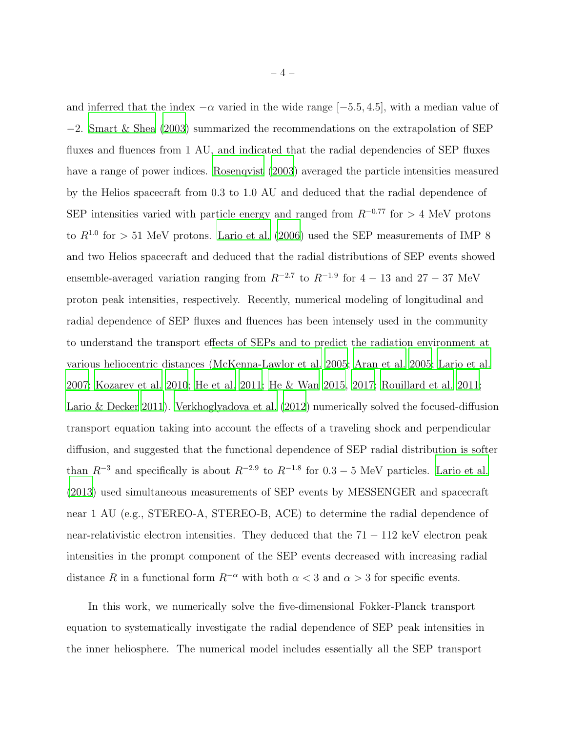and inferred that the index $-\alpha$ varied in the wide range $[-5.5, 4.5]$, with a median value of $-2$. Smart & Shea (2003) summarized the recommendations on the extrapolation of SEP fluxes and fluences from 1 AU, and indicated that the radial dependencies of SEP fluxes have a range of power indices. Rosenqvist (2003) averaged the particle intensities measured by the Helios spacecraft from 0.3 to 1.0 AU and deduced that the radial dependence of SEP intensities varied with particle energy and ranged from $R^{-0.77}$ for $> 4$ MeV protons to $R^{1.0}$ for $> 51$ MeV protons. Lario et al. (2006) used the SEP measurements of IMP 8 and two Helios spacecraft and deduced that the radial distributions of SEP events showed ensemble-averaged variation ranging from $R^{-2.7}$ to $R^{-1.9}$ for $4-13$ and $27-37$ MeV proton peak intensities, respectively. Recently, numerical modeling of longitudinal and radial dependence of SEP fluxes and fluences has been intensely used in the community to understand the transport effects of SEPs and to predict the radiation environment at various heliocentric distances (McKenna-Lawlor et al. 2005; Aran et al. 2005; Lario et al. 2007; Kozarev et al. 2010; He et al. 2011; He & Wan 2015, 2017; Rouillard et al. 2011; Lario & Decker 2011). Verkhoglyadova et al. (2012) numerically solved the focused-diffusion transport equation taking into account the effects of a traveling shock and perpendicular diffusion, and suggested that the functional dependence of SEP radial distribution is softer than $R^{-3}$ and specifically is about $R^{-2.9}$ to $R^{-1.8}$ for $0.3-5$ MeV particles. Lario et al. (2013) used simultaneous measurements of SEP events by MESSENGER and spacecraft near 1 AU (e.g., STEREO-A, STEREO-B, ACE) to determine the radial dependence of near-relativistic electron intensities. They deduced that the $71-112$ keV electron peak intensities in the prompt component of the SEP events decreased with increasing radial distance $R$ in a functional form $R^{-\alpha}$ with both $\alpha < 3$ and $\alpha > 3$ for specific events.

In this work, we numerically solve the five-dimensional Fokker-Planck transport equation to systematically investigate the radial dependence of SEP peak intensities in the inner heliosphere. The numerical model includes essentially all the SEP transport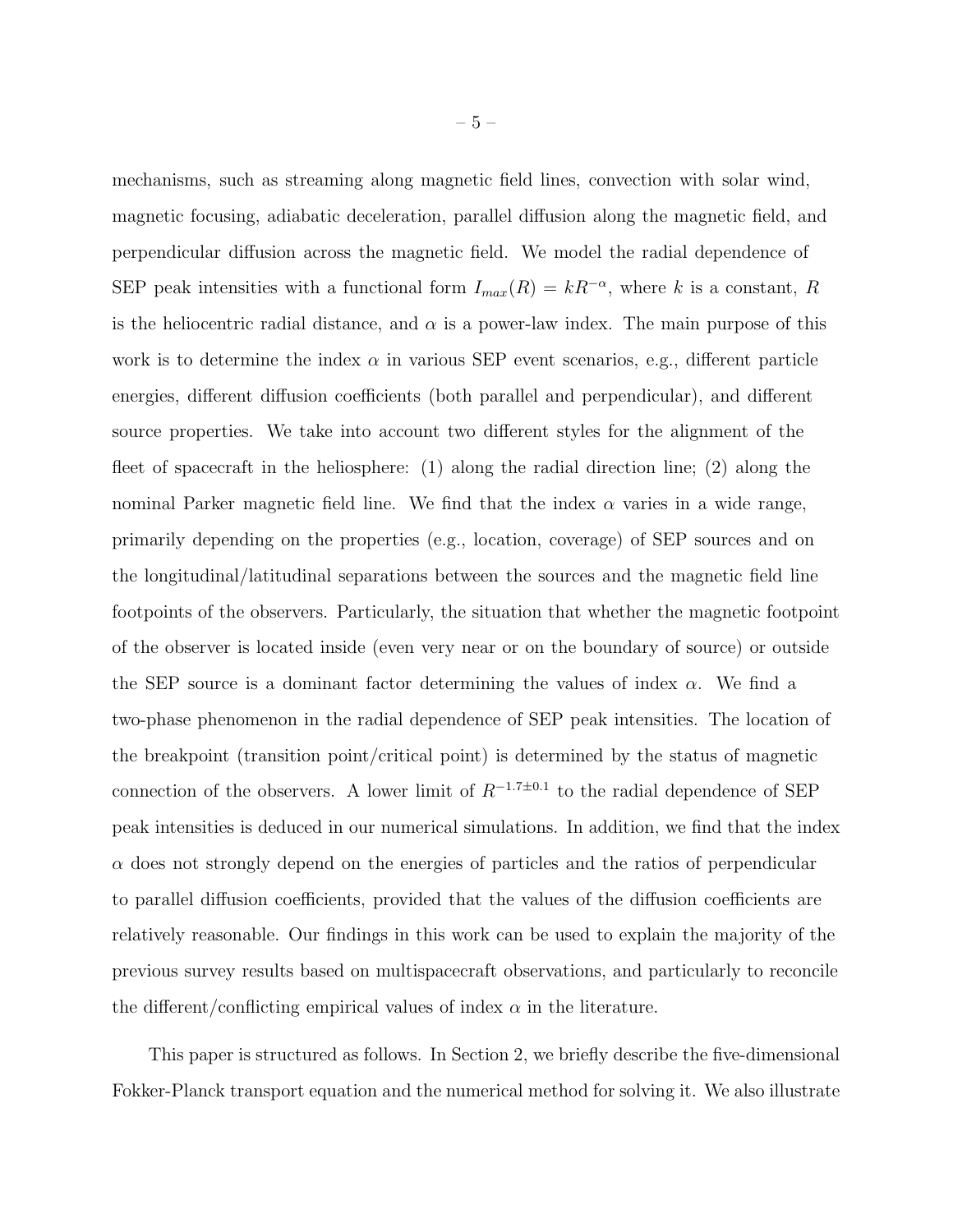mechanisms, such as streaming along magnetic field lines, convection with solar wind, magnetic focusing, adiabatic deceleration, parallel diffusion along the magnetic field, and perpendicular diffusion across the magnetic field. We model the radial dependence of SEP peak intensities with a functional form $I_{max}(R) = kR^{-\alpha}$, where $k$ is a constant, $R$ is the heliocentric radial distance, and $\alpha$ is a power-law index. The main purpose of this work is to determine the index $\alpha$ in various SEP event scenarios, e.g., different particle energies, different diffusion coefficients (both parallel and perpendicular), and different source properties. We take into account two different styles for the alignment of the fleet of spacecraft in the heliosphere: (1) along the radial direction line; (2) along the nominal Parker magnetic field line. We find that the index $\alpha$ varies in a wide range, primarily depending on the properties (e.g., location, coverage) of SEP sources and on the longitudinal/latitudinal separations between the sources and the magnetic field line footpoints of the observers. Particularly, the situation that whether the magnetic footpoint of the observer is located inside (even very near or on the boundary of source) or outside the SEP source is a dominant factor determining the values of index $\alpha$. We find a two-phase phenomenon in the radial dependence of SEP peak intensities. The location of the breakpoint (transition point/critical point) is determined by the status of magnetic connection of the observers. A lower limit of $R^{-1.7\pm0.1}$ to the radial dependence of SEP peak intensities is deduced in our numerical simulations. In addition, we find that the index $\alpha$ does not strongly depend on the energies of particles and the ratios of perpendicular to parallel diffusion coefficients, provided that the values of the diffusion coefficients are relatively reasonable. Our findings in this work can be used to explain the majority of the previous survey results based on multispacecraft observations, and particularly to reconcile the different/conflicting empirical values of index $\alpha$ in the literature.

This paper is structured as follows. In Section 2, we briefly describe the five-dimensional Fokker-Planck transport equation and the numerical method for solving it. We also illustrate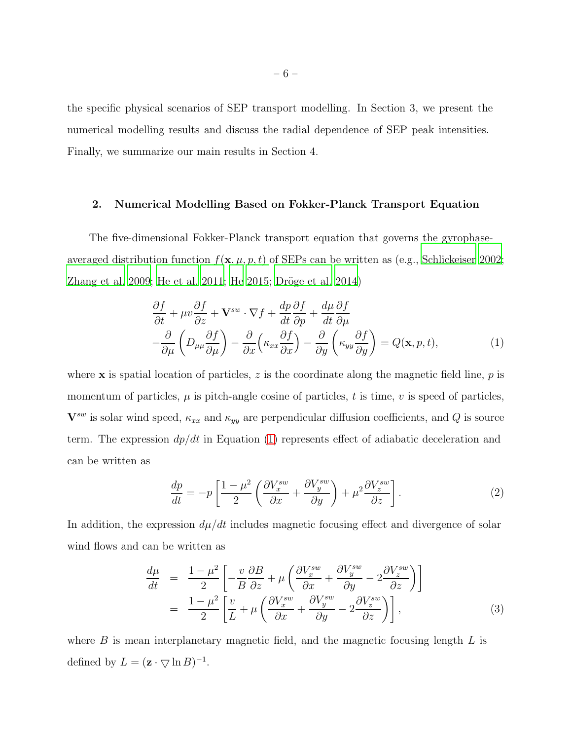the specific physical scenarios of SEP transport modelling. In Section 3, we present the numerical modelling results and discuss the radial dependence of SEP peak intensities. Finally, we summarize our main results in Section 4.

## 2. Numerical Modelling Based on Fokker-Planck Transport Equation

The five-dimensional Fokker-Planck transport equation that governs the gyrophase-averaged distribution function $f(\mathbf{x}, \mu, p, t)$ of SEPs can be written as (e.g., Schlickeiser 2002; Zhang et al. 2009; He et al. 2011; He 2015; Dröge et al. 2014)

$$\begin{aligned}
&\frac{\partial f}{\partial t} + \mu v \frac{\partial f}{\partial z} + \mathbf{V}^{sw} \cdot \nabla f + \frac{dp}{dt}\frac{\partial f}{\partial p} + \frac{d\mu}{dt}\frac{\partial f}{\partial \mu} \\
&-\frac{\partial}{\partial \mu}\left(D_{\mu\mu}\frac{\partial f}{\partial \mu}\right) - \frac{\partial}{\partial x}\Big(\kappa_{xx}\frac{\partial f}{\partial x}\Big) - \frac{\partial}{\partial y}\left(\kappa_{yy}\frac{\partial f}{\partial y}\right) = Q(\mathbf{x}, p, t), \qquad (1)
\end{aligned}$$

where $\mathbf{x}$ is spatial location of particles, $z$ is the coordinate along the magnetic field line, $p$ is momentum of particles, $\mu$ is pitch-angle cosine of particles, $t$ is time, $v$ is speed of particles, $\mathbf{V}^{sw}$ is solar wind speed, $\kappa_{xx}$ and $\kappa_{yy}$ are perpendicular diffusion coefficients, and $Q$ is source term. The expression $dp/dt$ in Equation (1) represents effect of adiabatic deceleration and can be written as

$$\frac{dp}{dt} = -p\left[\frac{1-\mu^2}{2}\left(\frac{\partial V_x^{sw}}{\partial x} + \frac{\partial V_y^{sw}}{\partial y}\right) + \mu^2\frac{\partial V_z^{sw}}{\partial z}\right]. \qquad (2)$$

In addition, the expression $d\mu/dt$ includes magnetic focusing effect and divergence of solar wind flows and can be written as

$$\begin{aligned}
\frac{d\mu}{dt} &= \frac{1-\mu^2}{2}\left[-\frac{v}{B}\frac{\partial B}{\partial z} + \mu\left(\frac{\partial V_x^{sw}}{\partial x} + \frac{\partial V_y^{sw}}{\partial y} - 2\frac{\partial V_z^{sw}}{\partial z}\right)\right] \\
&= \frac{1-\mu^2}{2}\left[\frac{v}{L} + \mu\left(\frac{\partial V_x^{sw}}{\partial x} + \frac{\partial V_y^{sw}}{\partial y} - 2\frac{\partial V_z^{sw}}{\partial z}\right)\right], \qquad (3)
\end{aligned}$$

where $B$ is mean interplanetary magnetic field, and the magnetic focusing length $L$ is defined by $L = (\mathbf{z} \cdot \bigtriangledown \ln B)^{-1}$.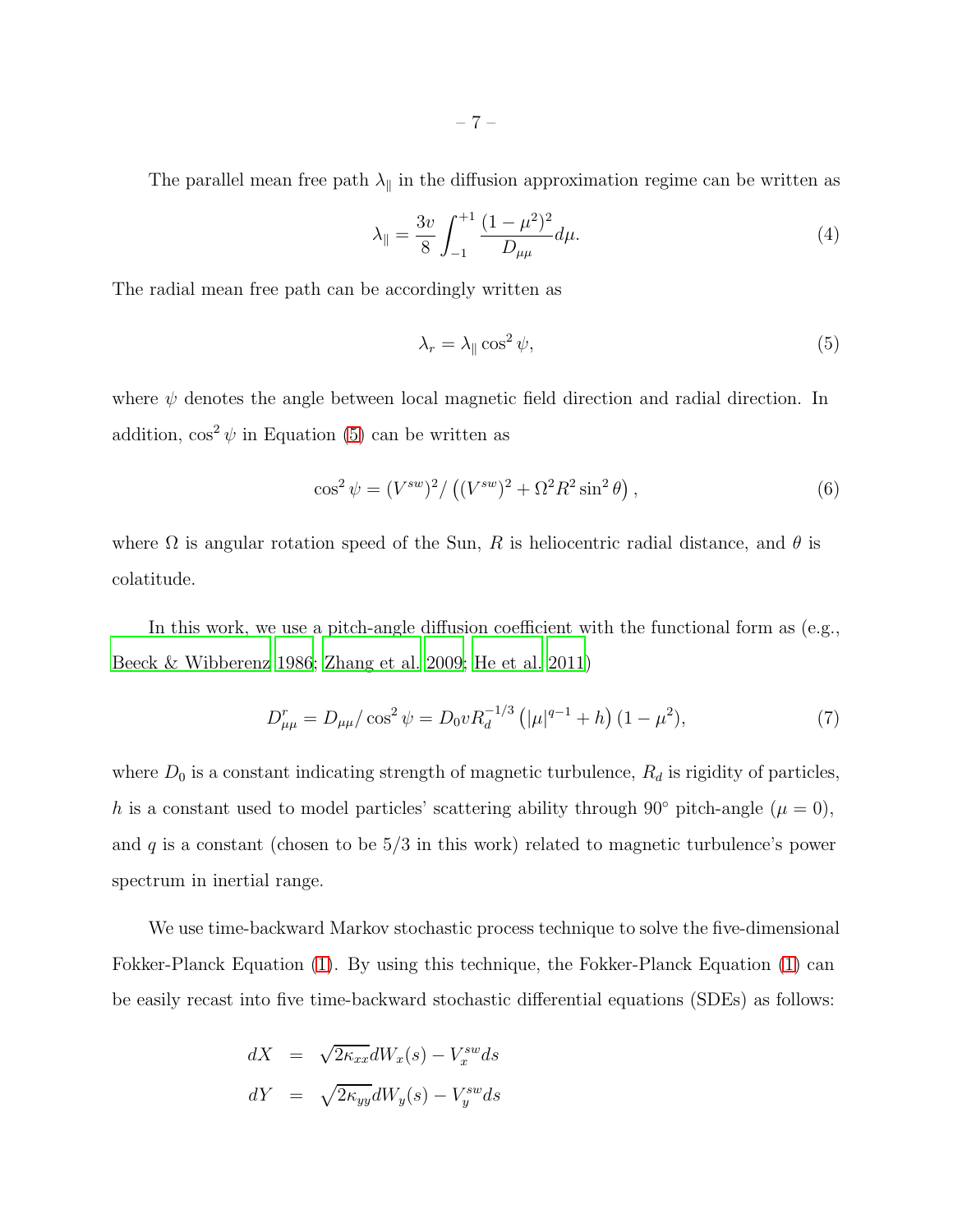The parallel mean free path $\lambda_\parallel$ in the diffusion approximation regime can be written as

$$\lambda_\parallel = \frac{3v}{8} \int_{-1}^{+1} \frac{(1-\mu^2)^2}{D_{\mu\mu}} d\mu. \tag{4}$$

The radial mean free path can be accordingly written as

$$\lambda_r = \lambda_\parallel \cos^2 \psi, \tag{5}$$

where $\psi$ denotes the angle between local magnetic field direction and radial direction. In addition, $\cos^2 \psi$ in Equation (5) can be written as

$$\cos^2 \psi = (V^{sw})^2 / \left((V^{sw})^2 + \Omega^2 R^2 \sin^2 \theta\right), \tag{6}$$

where $\Omega$ is angular rotation speed of the Sun, $R$ is heliocentric radial distance, and $\theta$ is colatitude.

In this work, we use a pitch-angle diffusion coefficient with the functional form as (e.g., Beeck & Wibberenz 1986; Zhang et al. 2009; He et al. 2011)

$$D^r_{\mu\mu} = D_{\mu\mu} / \cos^2 \psi = D_0 v R_d^{-1/3} \left(|\mu|^{q-1} + h\right)(1-\mu^2), \tag{7}$$

where $D_0$ is a constant indicating strength of magnetic turbulence, $R_d$ is rigidity of particles, $h$ is a constant used to model particles' scattering ability through 90° pitch-angle ($\mu = 0$), and $q$ is a constant (chosen to be 5/3 in this work) related to magnetic turbulence's power spectrum in inertial range.

We use time-backward Markov stochastic process technique to solve the five-dimensional Fokker-Planck Equation (1). By using this technique, the Fokker-Planck Equation (1) can be easily recast into five time-backward stochastic differential equations (SDEs) as follows:

$$\begin{aligned}
dX &= \sqrt{2\kappa_{xx}} dW_x(s) - V_x^{sw} ds \\
dY &= \sqrt{2\kappa_{yy}} dW_y(s) - V_y^{sw} ds
\end{aligned}$$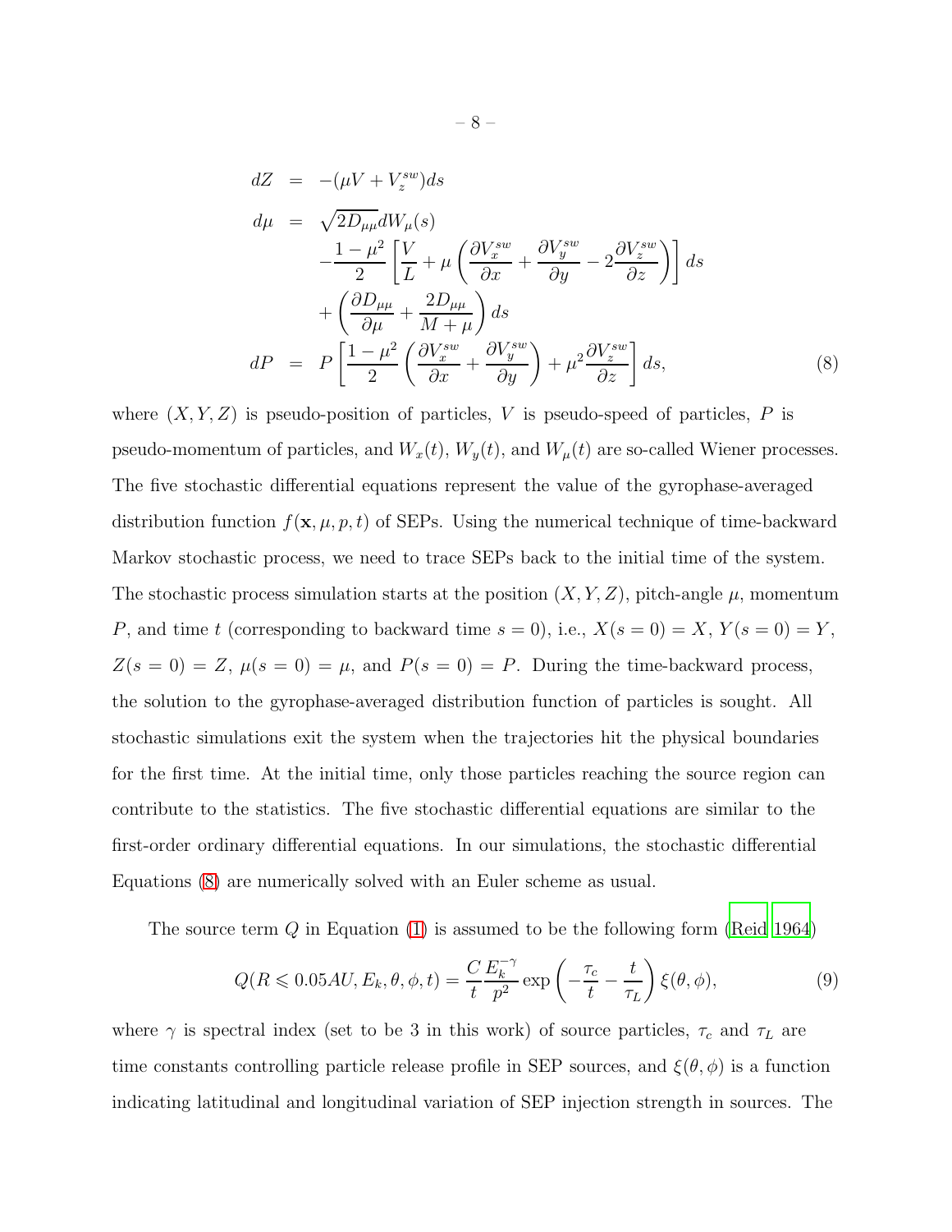$$
\begin{aligned}
dZ &= -(\mu V + V_z^{sw})ds \\
d\mu &= \sqrt{2D_{\mu\mu}}dW_\mu(s) \\
&\quad -\frac{1-\mu^2}{2}\left[\frac{V}{L} + \mu\left(\frac{\partial V_x^{sw}}{\partial x} + \frac{\partial V_y^{sw}}{\partial y} - 2\frac{\partial V_z^{sw}}{\partial z}\right)\right]ds \\
&\quad +\left(\frac{\partial D_{\mu\mu}}{\partial \mu} + \frac{2D_{\mu\mu}}{M+\mu}\right)ds \\
dP &= P\left[\frac{1-\mu^2}{2}\left(\frac{\partial V_x^{sw}}{\partial x} + \frac{\partial V_y^{sw}}{\partial y}\right) + \mu^2\frac{\partial V_z^{sw}}{\partial z}\right]ds,
\end{aligned}
\tag{8}
$$

where $(X, Y, Z)$ is pseudo-position of particles, $V$ is pseudo-speed of particles, $P$ is pseudo-momentum of particles, and $W_x(t)$, $W_y(t)$, and $W_\mu(t)$ are so-called Wiener processes. The five stochastic differential equations represent the value of the gyrophase-averaged distribution function $f(\mathbf{x}, \mu, p, t)$ of SEPs. Using the numerical technique of time-backward Markov stochastic process, we need to trace SEPs back to the initial time of the system. The stochastic process simulation starts at the position $(X, Y, Z)$, pitch-angle $\mu$, momentum $P$, and time $t$ (corresponding to backward time $s = 0$), i.e., $X(s = 0) = X$, $Y(s = 0) = Y$, $Z(s = 0) = Z$, $\mu(s = 0) = \mu$, and $P(s = 0) = P$. During the time-backward process, the solution to the gyrophase-averaged distribution function of particles is sought. All stochastic simulations exit the system when the trajectories hit the physical boundaries for the first time. At the initial time, only those particles reaching the source region can contribute to the statistics. The five stochastic differential equations are similar to the first-order ordinary differential equations. In our simulations, the stochastic differential Equations (8) are numerically solved with an Euler scheme as usual.

The source term $Q$ in Equation (1) is assumed to be the following form (Reid 1964)

$$
Q(R \leqslant 0.05AU, E_k, \theta, \phi, t) = \frac{C}{t}\frac{E_k^{-\gamma}}{p^2}\exp\left(-\frac{\tau_c}{t} - \frac{t}{\tau_L}\right)\xi(\theta, \phi), \tag{9}
$$

where $\gamma$ is spectral index (set to be 3 in this work) of source particles, $\tau_c$ and $\tau_L$ are time constants controlling particle release profile in SEP sources, and $\xi(\theta, \phi)$ is a function indicating latitudinal and longitudinal variation of SEP injection strength in sources. The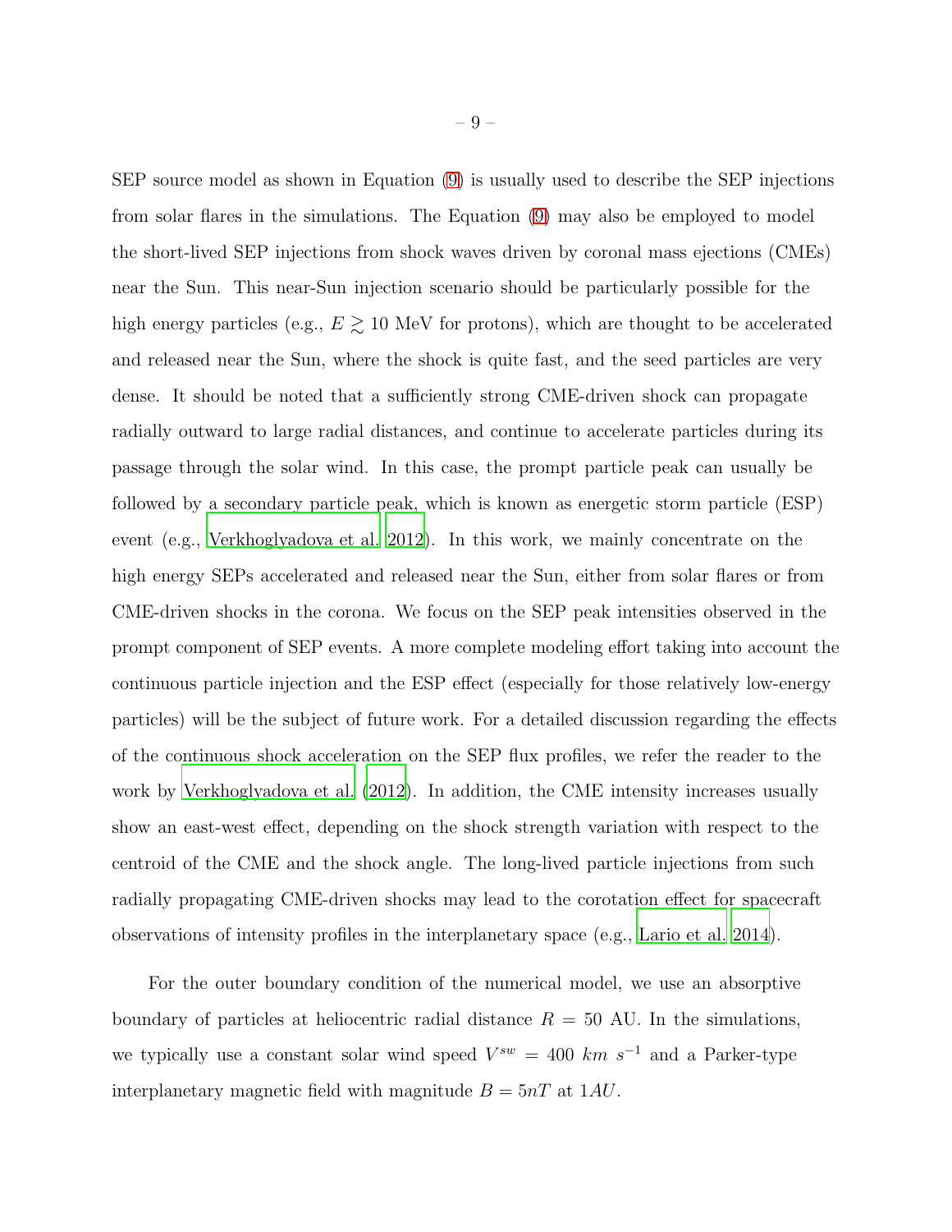SEP source model as shown in Equation (9) is usually used to describe the SEP injections from solar flares in the simulations. The Equation (9) may also be employed to model the short-lived SEP injections from shock waves driven by coronal mass ejections (CMEs) near the Sun. This near-Sun injection scenario should be particularly possible for the high energy particles (e.g., $E \gtrsim 10$ MeV for protons), which are thought to be accelerated and released near the Sun, where the shock is quite fast, and the seed particles are very dense. It should be noted that a sufficiently strong CME-driven shock can propagate radially outward to large radial distances, and continue to accelerate particles during its passage through the solar wind. In this case, the prompt particle peak can usually be followed by a secondary particle peak, which is known as energetic storm particle (ESP) event (e.g., Verkhoglyadova et al. 2012). In this work, we mainly concentrate on the high energy SEPs accelerated and released near the Sun, either from solar flares or from CME-driven shocks in the corona. We focus on the SEP peak intensities observed in the prompt component of SEP events. A more complete modeling effort taking into account the continuous particle injection and the ESP effect (especially for those relatively low-energy particles) will be the subject of future work. For a detailed discussion regarding the effects of the continuous shock acceleration on the SEP flux profiles, we refer the reader to the work by Verkhoglyadova et al. (2012). In addition, the CME intensity increases usually show an east-west effect, depending on the shock strength variation with respect to the centroid of the CME and the shock angle. The long-lived particle injections from such radially propagating CME-driven shocks may lead to the corotation effect for spacecraft observations of intensity profiles in the interplanetary space (e.g., Lario et al. 2014).

For the outer boundary condition of the numerical model, we use an absorptive boundary of particles at heliocentric radial distance $R = 50$ AU. In the simulations, we typically use a constant solar wind speed $V^{sw} = 400\ km\ s^{-1}$ and a Parker-type interplanetary magnetic field with magnitude $B = 5nT$ at $1AU$.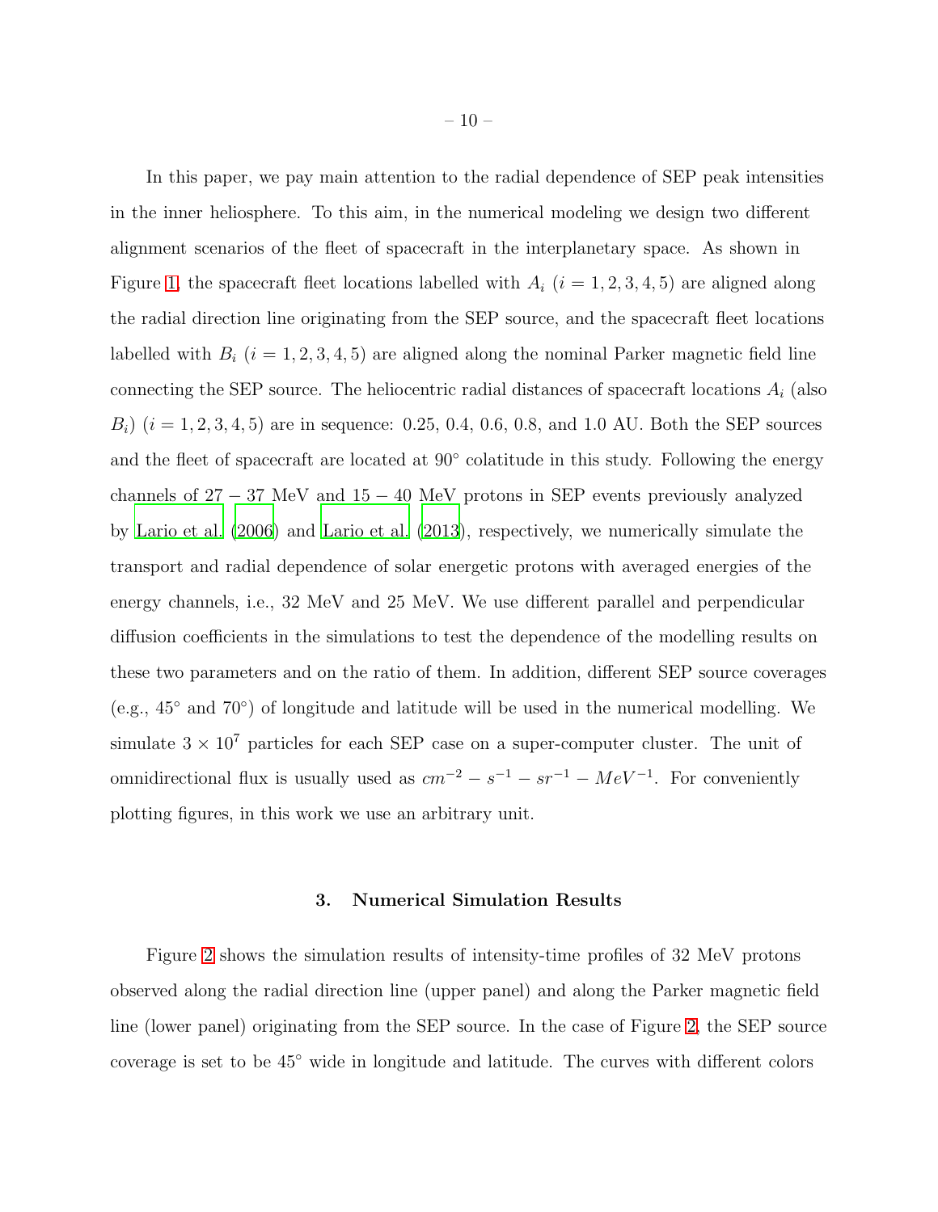In this paper, we pay main attention to the radial dependence of SEP peak intensities in the inner heliosphere. To this aim, in the numerical modeling we design two different alignment scenarios of the fleet of spacecraft in the interplanetary space. As shown in Figure 1, the spacecraft fleet locations labelled with $A_i$ ($i = 1, 2, 3, 4, 5$) are aligned along the radial direction line originating from the SEP source, and the spacecraft fleet locations labelled with $B_i$ ($i = 1, 2, 3, 4, 5$) are aligned along the nominal Parker magnetic field line connecting the SEP source. The heliocentric radial distances of spacecraft locations $A_i$ (also $B_i$) ($i = 1, 2, 3, 4, 5$) are in sequence: 0.25, 0.4, 0.6, 0.8, and 1.0 AU. Both the SEP sources and the fleet of spacecraft are located at $90^\circ$ colatitude in this study. Following the energy channels of $27 - 37$ MeV and $15 - 40$ MeV protons in SEP events previously analyzed by Lario et al. (2006) and Lario et al. (2013), respectively, we numerically simulate the transport and radial dependence of solar energetic protons with averaged energies of the energy channels, i.e., 32 MeV and 25 MeV. We use different parallel and perpendicular diffusion coefficients in the simulations to test the dependence of the modelling results on these two parameters and on the ratio of them. In addition, different SEP source coverages (e.g., $45^\circ$ and $70^\circ$) of longitude and latitude will be used in the numerical modelling. We simulate $3 \times 10^7$ particles for each SEP case on a super-computer cluster. The unit of omnidirectional flux is usually used as $cm^{-2} - s^{-1} - sr^{-1} - MeV^{-1}$. For conveniently plotting figures, in this work we use an arbitrary unit.

## 3. Numerical Simulation Results

Figure 2 shows the simulation results of intensity-time profiles of 32 MeV protons observed along the radial direction line (upper panel) and along the Parker magnetic field line (lower panel) originating from the SEP source. In the case of Figure 2, the SEP source coverage is set to be $45^\circ$ wide in longitude and latitude. The curves with different colors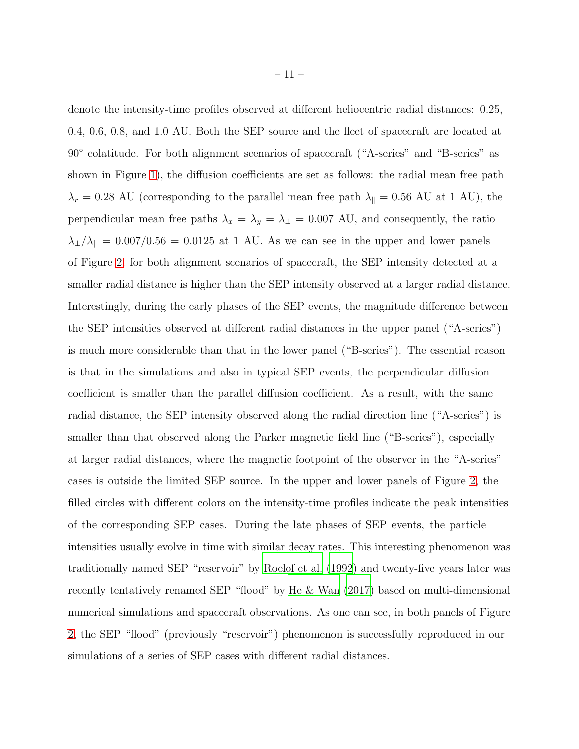denote the intensity-time profiles observed at different heliocentric radial distances: 0.25, 0.4, 0.6, 0.8, and 1.0 AU. Both the SEP source and the fleet of spacecraft are located at $90^\circ$ colatitude. For both alignment scenarios of spacecraft ("A-series" and "B-series" as shown in Figure 1), the diffusion coefficients are set as follows: the radial mean free path $\lambda_r = 0.28$ AU (corresponding to the parallel mean free path $\lambda_\parallel = 0.56$ AU at 1 AU), the perpendicular mean free paths $\lambda_x = \lambda_y = \lambda_\perp = 0.007$ AU, and consequently, the ratio $\lambda_\perp/\lambda_\parallel = 0.007/0.56 = 0.0125$ at 1 AU. As we can see in the upper and lower panels of Figure 2, for both alignment scenarios of spacecraft, the SEP intensity detected at a smaller radial distance is higher than the SEP intensity observed at a larger radial distance. Interestingly, during the early phases of the SEP events, the magnitude difference between the SEP intensities observed at different radial distances in the upper panel ("A-series") is much more considerable than that in the lower panel ("B-series"). The essential reason is that in the simulations and also in typical SEP events, the perpendicular diffusion coefficient is smaller than the parallel diffusion coefficient. As a result, with the same radial distance, the SEP intensity observed along the radial direction line ("A-series") is smaller than that observed along the Parker magnetic field line ("B-series"), especially at larger radial distances, where the magnetic footpoint of the observer in the "A-series" cases is outside the limited SEP source. In the upper and lower panels of Figure 2, the filled circles with different colors on the intensity-time profiles indicate the peak intensities of the corresponding SEP cases. During the late phases of SEP events, the particle intensities usually evolve in time with similar decay rates. This interesting phenomenon was traditionally named SEP "reservoir" by Roelof et al. (1992) and twenty-five years later was recently tentatively renamed SEP "flood" by He & Wan (2017) based on multi-dimensional numerical simulations and spacecraft observations. As one can see, in both panels of Figure 2, the SEP "flood" (previously "reservoir") phenomenon is successfully reproduced in our simulations of a series of SEP cases with different radial distances.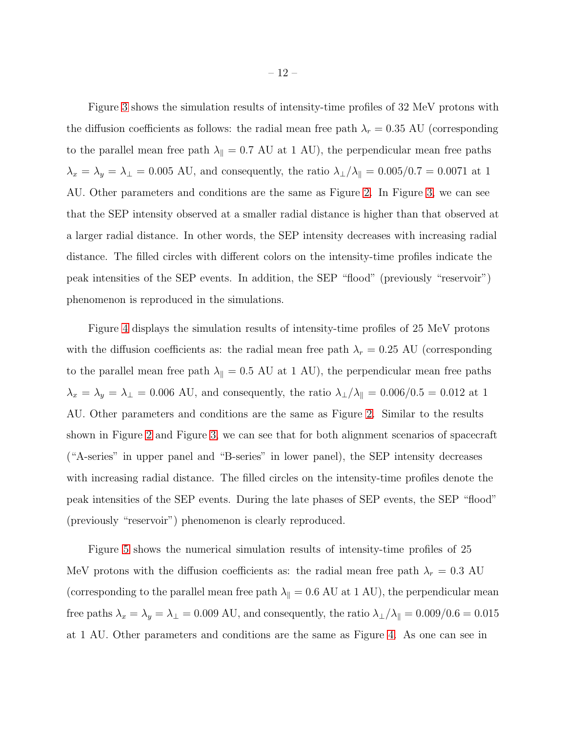Figure 3 shows the simulation results of intensity-time profiles of 32 MeV protons with the diffusion coefficients as follows: the radial mean free path $\lambda_r = 0.35$ AU (corresponding to the parallel mean free path $\lambda_\parallel = 0.7$ AU at 1 AU), the perpendicular mean free paths $\lambda_x = \lambda_y = \lambda_\perp = 0.005$ AU, and consequently, the ratio $\lambda_\perp/\lambda_\parallel = 0.005/0.7 = 0.0071$ at 1 AU. Other parameters and conditions are the same as Figure 2. In Figure 3, we can see that the SEP intensity observed at a smaller radial distance is higher than that observed at a larger radial distance. In other words, the SEP intensity decreases with increasing radial distance. The filled circles with different colors on the intensity-time profiles indicate the peak intensities of the SEP events. In addition, the SEP "flood" (previously "reservoir") phenomenon is reproduced in the simulations.

Figure 4 displays the simulation results of intensity-time profiles of 25 MeV protons with the diffusion coefficients as: the radial mean free path $\lambda_r = 0.25$ AU (corresponding to the parallel mean free path $\lambda_\parallel = 0.5$ AU at 1 AU), the perpendicular mean free paths $\lambda_x = \lambda_y = \lambda_\perp = 0.006$ AU, and consequently, the ratio $\lambda_\perp/\lambda_\parallel = 0.006/0.5 = 0.012$ at 1 AU. Other parameters and conditions are the same as Figure 2. Similar to the results shown in Figure 2 and Figure 3, we can see that for both alignment scenarios of spacecraft ("A-series" in upper panel and "B-series" in lower panel), the SEP intensity decreases with increasing radial distance. The filled circles on the intensity-time profiles denote the peak intensities of the SEP events. During the late phases of SEP events, the SEP "flood" (previously "reservoir") phenomenon is clearly reproduced.

Figure 5 shows the numerical simulation results of intensity-time profiles of 25 MeV protons with the diffusion coefficients as: the radial mean free path $\lambda_r = 0.3$ AU (corresponding to the parallel mean free path $\lambda_\parallel = 0.6$ AU at 1 AU), the perpendicular mean free paths $\lambda_x = \lambda_y = \lambda_\perp = 0.009$ AU, and consequently, the ratio $\lambda_\perp/\lambda_\parallel = 0.009/0.6 = 0.015$ at 1 AU. Other parameters and conditions are the same as Figure 4. As one can see in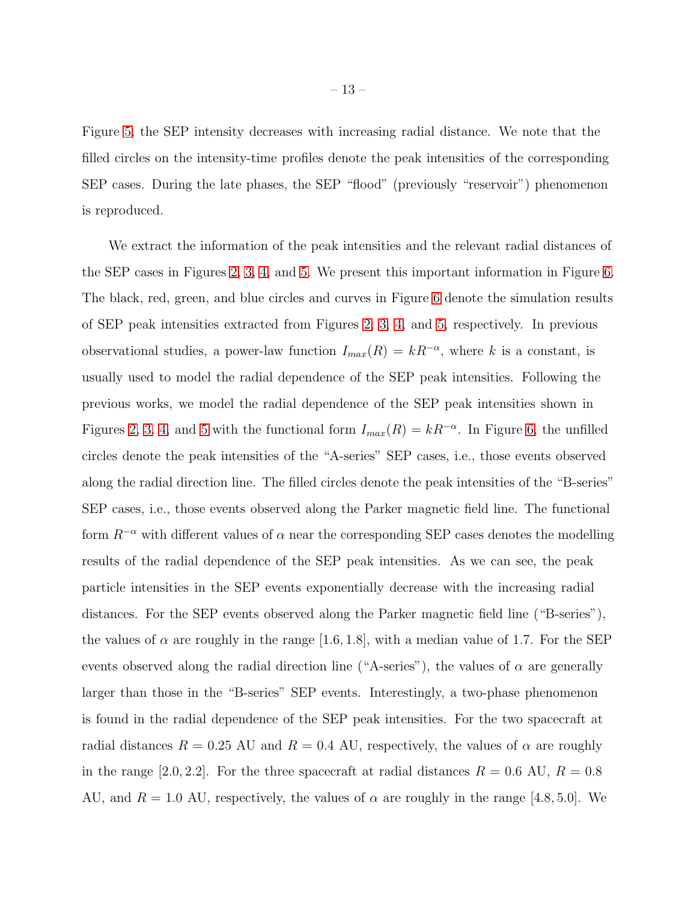Figure 5, the SEP intensity decreases with increasing radial distance. We note that the filled circles on the intensity-time profiles denote the peak intensities of the corresponding SEP cases. During the late phases, the SEP "flood" (previously "reservoir") phenomenon is reproduced.

We extract the information of the peak intensities and the relevant radial distances of the SEP cases in Figures 2, 3, 4, and 5. We present this important information in Figure 6. The black, red, green, and blue circles and curves in Figure 6 denote the simulation results of SEP peak intensities extracted from Figures 2, 3, 4, and 5, respectively. In previous observational studies, a power-law function $I_{max}(R) = kR^{-\alpha}$, where $k$ is a constant, is usually used to model the radial dependence of the SEP peak intensities. Following the previous works, we model the radial dependence of the SEP peak intensities shown in Figures 2, 3, 4, and 5 with the functional form $I_{max}(R) = kR^{-\alpha}$. In Figure 6, the unfilled circles denote the peak intensities of the "A-series" SEP cases, i.e., those events observed along the radial direction line. The filled circles denote the peak intensities of the "B-series" SEP cases, i.e., those events observed along the Parker magnetic field line. The functional form $R^{-\alpha}$ with different values of $\alpha$ near the corresponding SEP cases denotes the modelling results of the radial dependence of the SEP peak intensities. As we can see, the peak particle intensities in the SEP events exponentially decrease with the increasing radial distances. For the SEP events observed along the Parker magnetic field line ("B-series"), the values of $\alpha$ are roughly in the range $[1.6, 1.8]$, with a median value of 1.7. For the SEP events observed along the radial direction line ("A-series"), the values of $\alpha$ are generally larger than those in the "B-series" SEP events. Interestingly, a two-phase phenomenon is found in the radial dependence of the SEP peak intensities. For the two spacecraft at radial distances $R = 0.25$ AU and $R = 0.4$ AU, respectively, the values of $\alpha$ are roughly in the range $[2.0, 2.2]$. For the three spacecraft at radial distances $R = 0.6$ AU, $R = 0.8$ AU, and $R = 1.0$ AU, respectively, the values of $\alpha$ are roughly in the range $[4.8, 5.0]$. We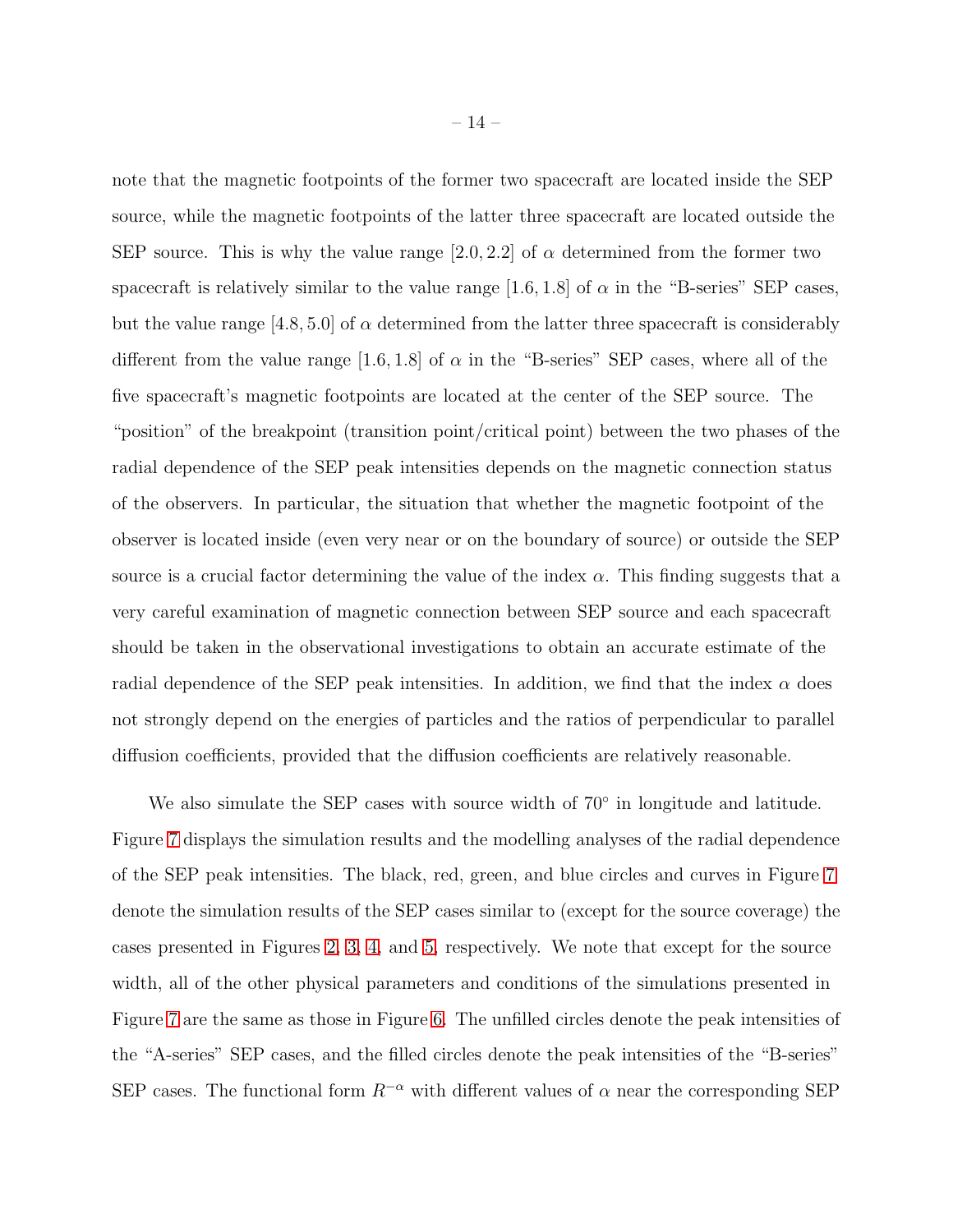note that the magnetic footpoints of the former two spacecraft are located inside the SEP source, while the magnetic footpoints of the latter three spacecraft are located outside the SEP source. This is why the value range $[2.0, 2.2]$ of $\alpha$ determined from the former two spacecraft is relatively similar to the value range $[1.6, 1.8]$ of $\alpha$ in the "B-series" SEP cases, but the value range $[4.8, 5.0]$ of $\alpha$ determined from the latter three spacecraft is considerably different from the value range $[1.6, 1.8]$ of $\alpha$ in the "B-series" SEP cases, where all of the five spacecraft's magnetic footpoints are located at the center of the SEP source. The "position" of the breakpoint (transition point/critical point) between the two phases of the radial dependence of the SEP peak intensities depends on the magnetic connection status of the observers. In particular, the situation that whether the magnetic footpoint of the observer is located inside (even very near or on the boundary of source) or outside the SEP source is a crucial factor determining the value of the index $\alpha$. This finding suggests that a very careful examination of magnetic connection between SEP source and each spacecraft should be taken in the observational investigations to obtain an accurate estimate of the radial dependence of the SEP peak intensities. In addition, we find that the index $\alpha$ does not strongly depend on the energies of particles and the ratios of perpendicular to parallel diffusion coefficients, provided that the diffusion coefficients are relatively reasonable.

We also simulate the SEP cases with source width of $70^{\circ}$ in longitude and latitude. Figure 7 displays the simulation results and the modelling analyses of the radial dependence of the SEP peak intensities. The black, red, green, and blue circles and curves in Figure 7 denote the simulation results of the SEP cases similar to (except for the source coverage) the cases presented in Figures 2, 3, 4, and 5, respectively. We note that except for the source width, all of the other physical parameters and conditions of the simulations presented in Figure 7 are the same as those in Figure 6. The unfilled circles denote the peak intensities of the "A-series" SEP cases, and the filled circles denote the peak intensities of the "B-series" SEP cases. The functional form $R^{-\alpha}$ with different values of $\alpha$ near the corresponding SEP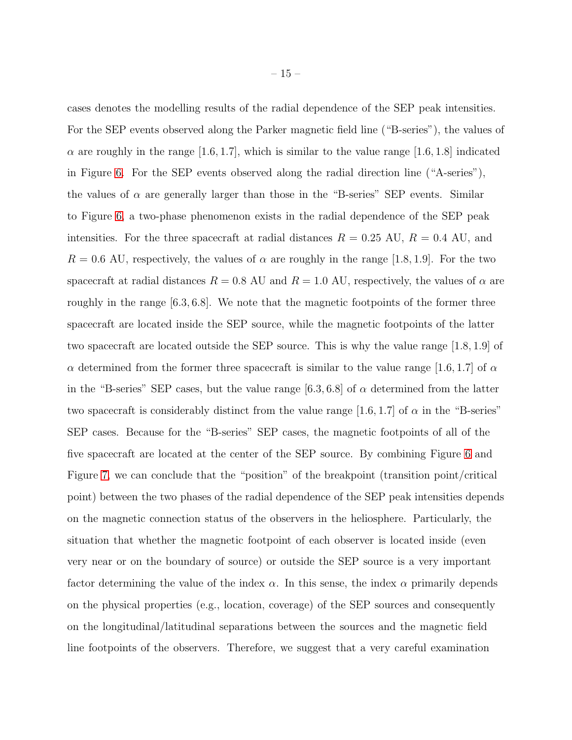cases denotes the modelling results of the radial dependence of the SEP peak intensities. For the SEP events observed along the Parker magnetic field line ("B-series"), the values of $\alpha$ are roughly in the range $[1.6, 1.7]$, which is similar to the value range $[1.6, 1.8]$ indicated in Figure 6. For the SEP events observed along the radial direction line ("A-series"), the values of $\alpha$ are generally larger than those in the "B-series" SEP events. Similar to Figure 6, a two-phase phenomenon exists in the radial dependence of the SEP peak intensities. For the three spacecraft at radial distances $R = 0.25$ AU, $R = 0.4$ AU, and $R = 0.6$ AU, respectively, the values of $\alpha$ are roughly in the range $[1.8, 1.9]$. For the two spacecraft at radial distances $R = 0.8$ AU and $R = 1.0$ AU, respectively, the values of $\alpha$ are roughly in the range $[6.3, 6.8]$. We note that the magnetic footpoints of the former three spacecraft are located inside the SEP source, while the magnetic footpoints of the latter two spacecraft are located outside the SEP source. This is why the value range $[1.8, 1.9]$ of $\alpha$ determined from the former three spacecraft is similar to the value range $[1.6, 1.7]$ of $\alpha$ in the "B-series" SEP cases, but the value range $[6.3, 6.8]$ of $\alpha$ determined from the latter two spacecraft is considerably distinct from the value range $[1.6, 1.7]$ of $\alpha$ in the "B-series" SEP cases. Because for the "B-series" SEP cases, the magnetic footpoints of all of the five spacecraft are located at the center of the SEP source. By combining Figure 6 and Figure 7, we can conclude that the "position" of the breakpoint (transition point/critical point) between the two phases of the radial dependence of the SEP peak intensities depends on the magnetic connection status of the observers in the heliosphere. Particularly, the situation that whether the magnetic footpoint of each observer is located inside (even very near or on the boundary of source) or outside the SEP source is a very important factor determining the value of the index $\alpha$. In this sense, the index $\alpha$ primarily depends on the physical properties (e.g., location, coverage) of the SEP sources and consequently on the longitudinal/latitudinal separations between the sources and the magnetic field line footpoints of the observers. Therefore, we suggest that a very careful examination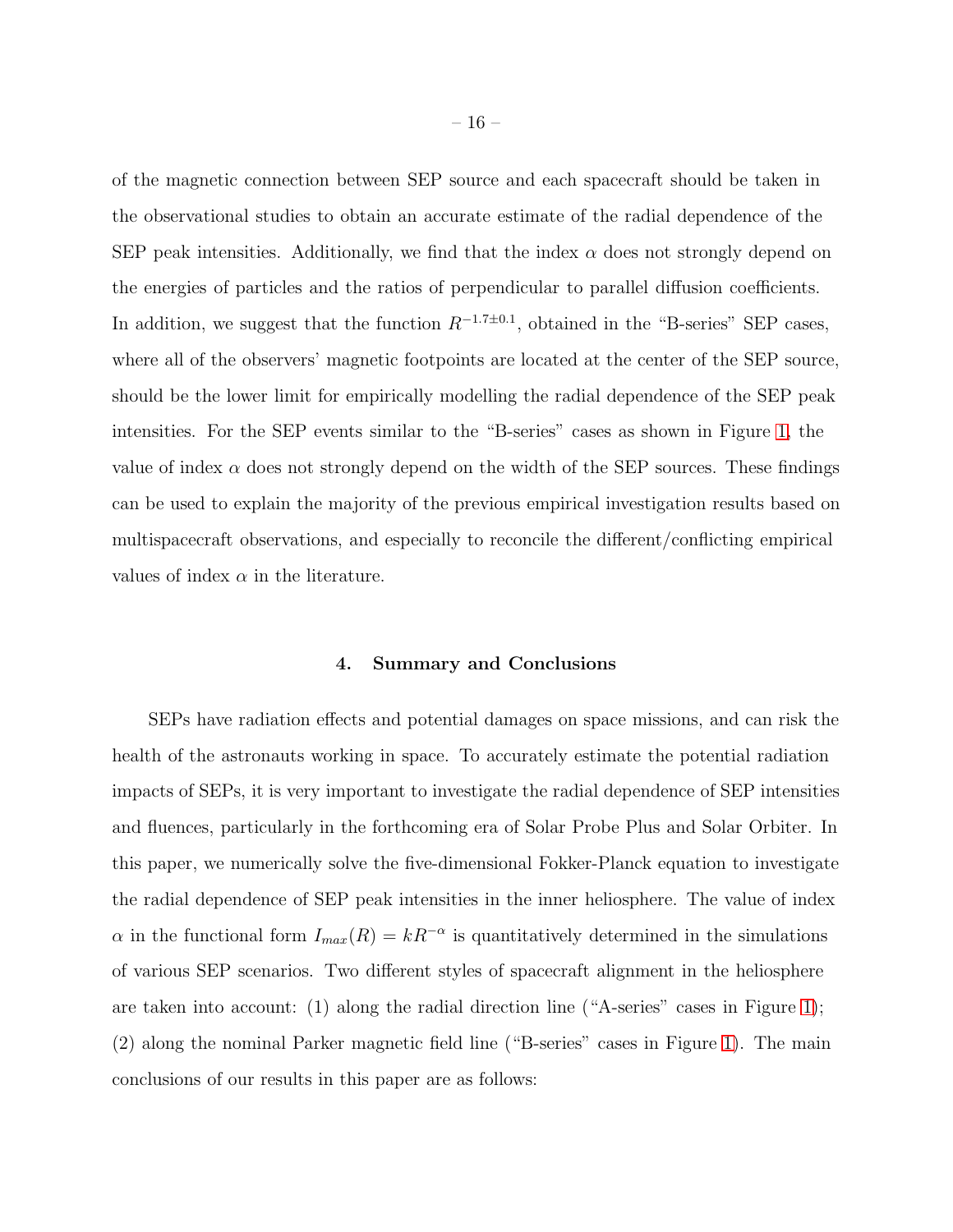of the magnetic connection between SEP source and each spacecraft should be taken in the observational studies to obtain an accurate estimate of the radial dependence of the SEP peak intensities. Additionally, we find that the index $\alpha$ does not strongly depend on the energies of particles and the ratios of perpendicular to parallel diffusion coefficients. In addition, we suggest that the function $R^{-1.7\pm0.1}$, obtained in the "B-series" SEP cases, where all of the observers' magnetic footpoints are located at the center of the SEP source, should be the lower limit for empirically modelling the radial dependence of the SEP peak intensities. For the SEP events similar to the "B-series" cases as shown in Figure 1, the value of index $\alpha$ does not strongly depend on the width of the SEP sources. These findings can be used to explain the majority of the previous empirical investigation results based on multispacecraft observations, and especially to reconcile the different/conflicting empirical values of index $\alpha$ in the literature.

## 4. Summary and Conclusions

SEPs have radiation effects and potential damages on space missions, and can risk the health of the astronauts working in space. To accurately estimate the potential radiation impacts of SEPs, it is very important to investigate the radial dependence of SEP intensities and fluences, particularly in the forthcoming era of Solar Probe Plus and Solar Orbiter. In this paper, we numerically solve the five-dimensional Fokker-Planck equation to investigate the radial dependence of SEP peak intensities in the inner heliosphere. The value of index $\alpha$ in the functional form $I_{max}(R) = kR^{-\alpha}$ is quantitatively determined in the simulations of various SEP scenarios. Two different styles of spacecraft alignment in the heliosphere are taken into account: (1) along the radial direction line ("A-series" cases in Figure 1); (2) along the nominal Parker magnetic field line ("B-series" cases in Figure 1). The main conclusions of our results in this paper are as follows: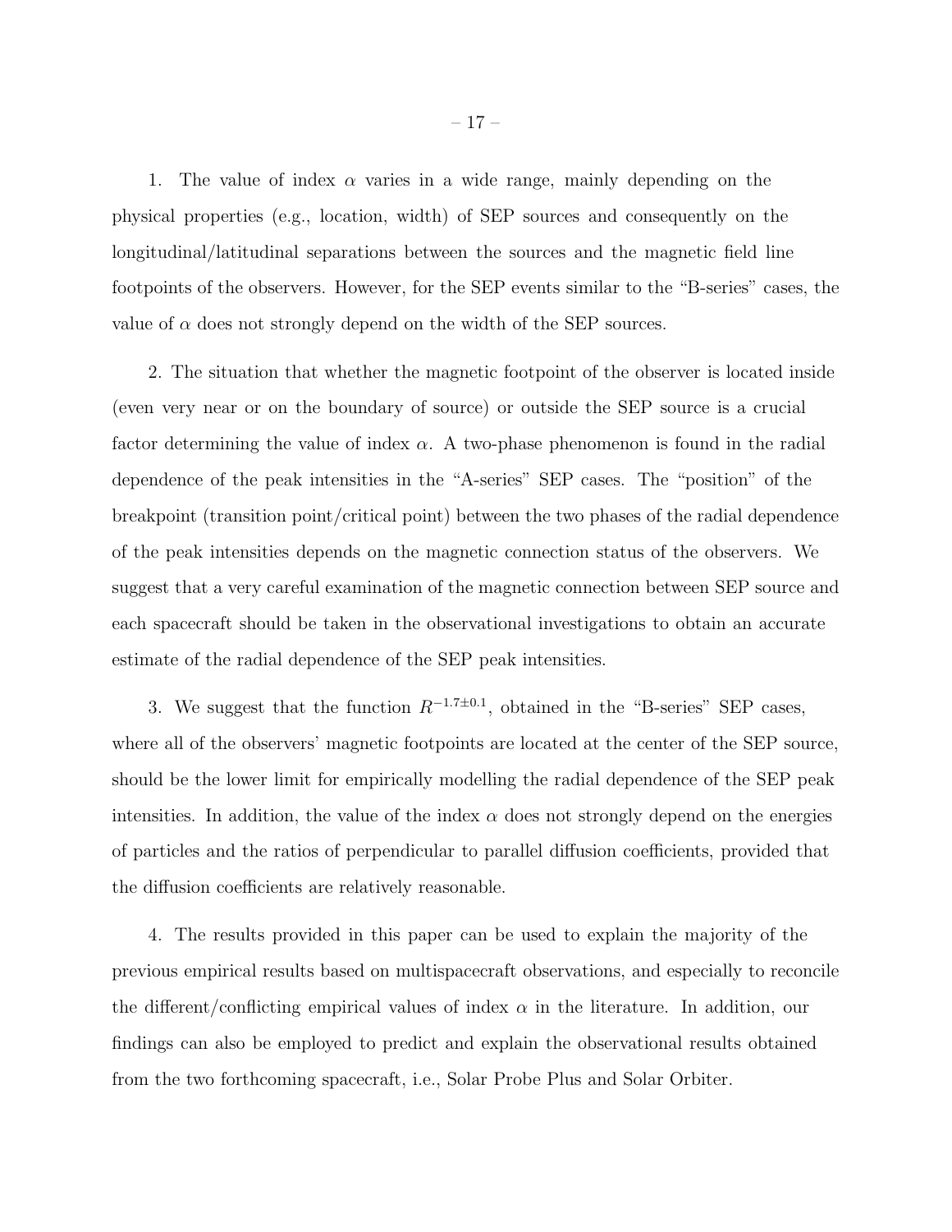1. The value of index $\alpha$ varies in a wide range, mainly depending on the physical properties (e.g., location, width) of SEP sources and consequently on the longitudinal/latitudinal separations between the sources and the magnetic field line footpoints of the observers. However, for the SEP events similar to the "B-series" cases, the value of $\alpha$ does not strongly depend on the width of the SEP sources.

2. The situation that whether the magnetic footpoint of the observer is located inside (even very near or on the boundary of source) or outside the SEP source is a crucial factor determining the value of index $\alpha$. A two-phase phenomenon is found in the radial dependence of the peak intensities in the "A-series" SEP cases. The "position" of the breakpoint (transition point/critical point) between the two phases of the radial dependence of the peak intensities depends on the magnetic connection status of the observers. We suggest that a very careful examination of the magnetic connection between SEP source and each spacecraft should be taken in the observational investigations to obtain an accurate estimate of the radial dependence of the SEP peak intensities.

3. We suggest that the function $R^{-1.7 \pm 0.1}$, obtained in the "B-series" SEP cases, where all of the observers' magnetic footpoints are located at the center of the SEP source, should be the lower limit for empirically modelling the radial dependence of the SEP peak intensities. In addition, the value of the index $\alpha$ does not strongly depend on the energies of particles and the ratios of perpendicular to parallel diffusion coefficients, provided that the diffusion coefficients are relatively reasonable.

4. The results provided in this paper can be used to explain the majority of the previous empirical results based on multispacecraft observations, and especially to reconcile the different/conflicting empirical values of index $\alpha$ in the literature. In addition, our findings can also be employed to predict and explain the observational results obtained from the two forthcoming spacecraft, i.e., Solar Probe Plus and Solar Orbiter.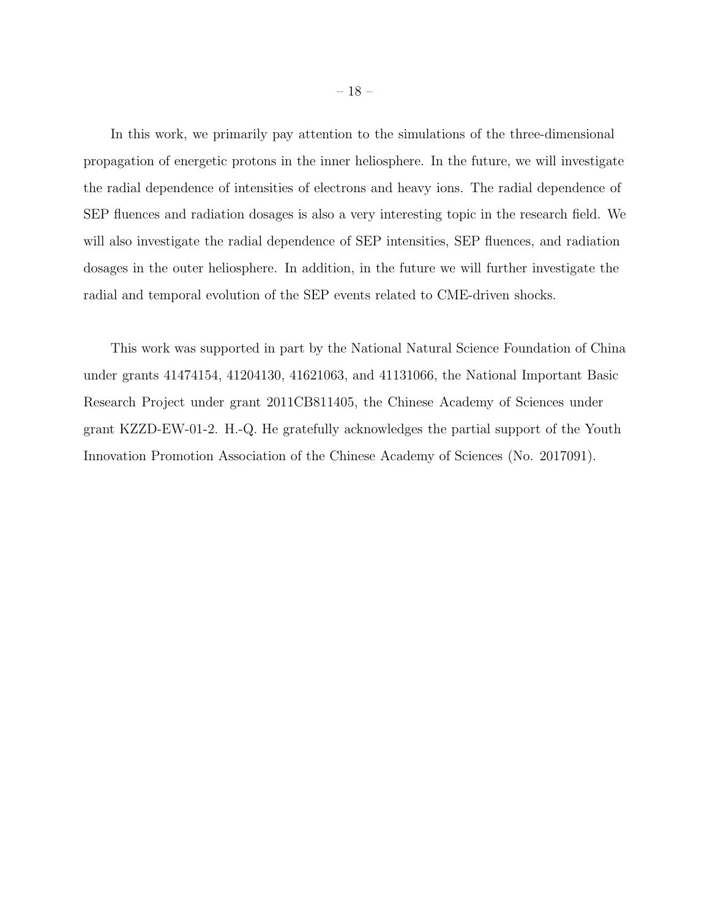In this work, we primarily pay attention to the simulations of the three-dimensional propagation of energetic protons in the inner heliosphere. In the future, we will investigate the radial dependence of intensities of electrons and heavy ions. The radial dependence of SEP fluences and radiation dosages is also a very interesting topic in the research field. We will also investigate the radial dependence of SEP intensities, SEP fluences, and radiation dosages in the outer heliosphere. In addition, in the future we will further investigate the radial and temporal evolution of the SEP events related to CME-driven shocks.

This work was supported in part by the National Natural Science Foundation of China under grants 41474154, 41204130, 41621063, and 41131066, the National Important Basic Research Project under grant 2011CB811405, the Chinese Academy of Sciences under grant KZZD-EW-01-2. H.-Q. He gratefully acknowledges the partial support of the Youth Innovation Promotion Association of the Chinese Academy of Sciences (No. 2017091).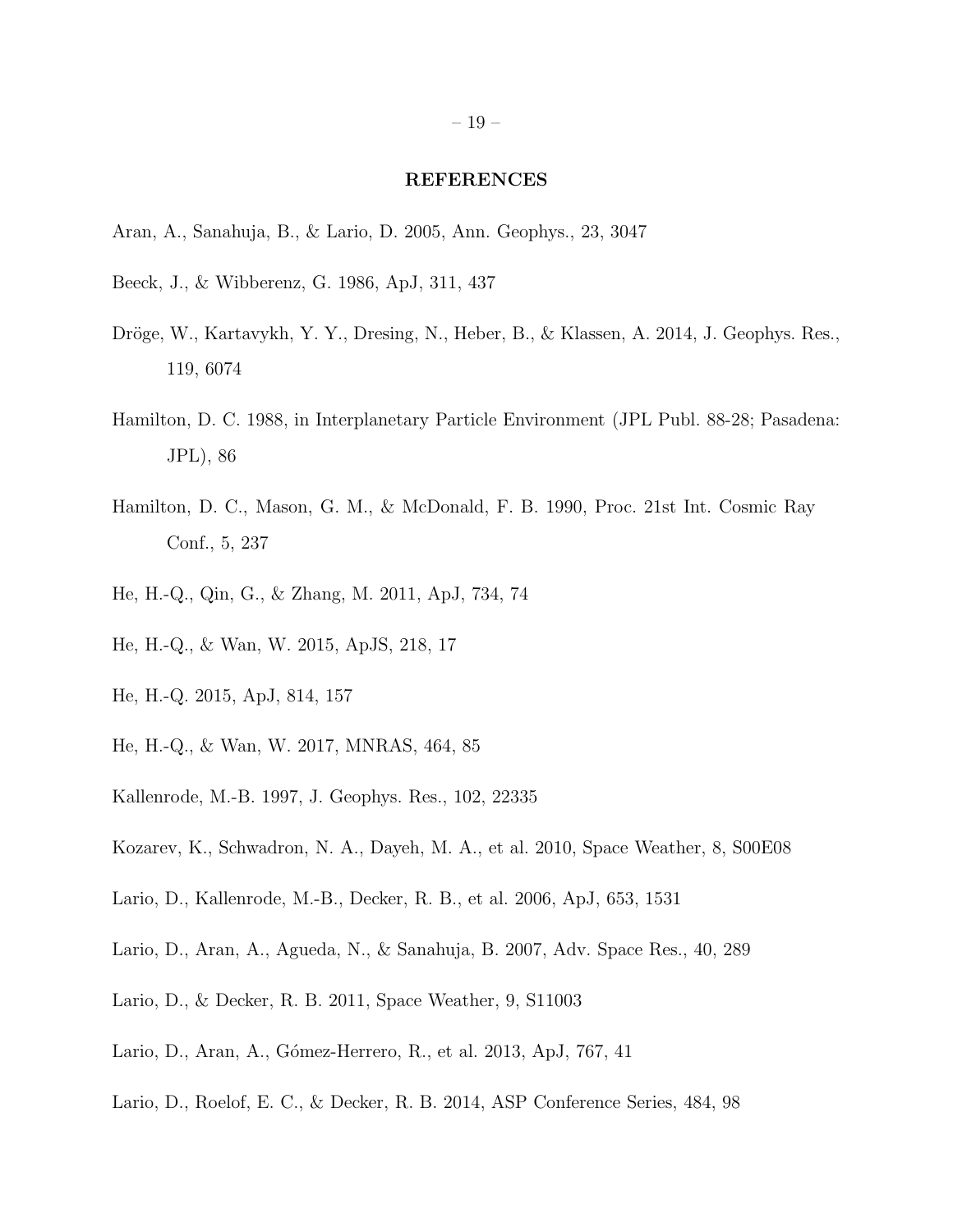## REFERENCES

Aran, A., Sanahuja, B., & Lario, D. 2005, Ann. Geophys., 23, 3047

Beeck, J., & Wibberenz, G. 1986, ApJ, 311, 437

Dröge, W., Kartavykh, Y. Y., Dresing, N., Heber, B., & Klassen, A. 2014, J. Geophys. Res., 119, 6074

Hamilton, D. C. 1988, in Interplanetary Particle Environment (JPL Publ. 88-28; Pasadena: JPL), 86

Hamilton, D. C., Mason, G. M., & McDonald, F. B. 1990, Proc. 21st Int. Cosmic Ray Conf., 5, 237

He, H.-Q., Qin, G., & Zhang, M. 2011, ApJ, 734, 74

He, H.-Q., & Wan, W. 2015, ApJS, 218, 17

He, H.-Q. 2015, ApJ, 814, 157

He, H.-Q., & Wan, W. 2017, MNRAS, 464, 85

Kallenrode, M.-B. 1997, J. Geophys. Res., 102, 22335

Kozarev, K., Schwadron, N. A., Dayeh, M. A., et al. 2010, Space Weather, 8, S00E08

Lario, D., Kallenrode, M.-B., Decker, R. B., et al. 2006, ApJ, 653, 1531

Lario, D., Aran, A., Agueda, N., & Sanahuja, B. 2007, Adv. Space Res., 40, 289

Lario, D., & Decker, R. B. 2011, Space Weather, 9, S11003

Lario, D., Aran, A., Gómez-Herrero, R., et al. 2013, ApJ, 767, 41

Lario, D., Roelof, E. C., & Decker, R. B. 2014, ASP Conference Series, 484, 98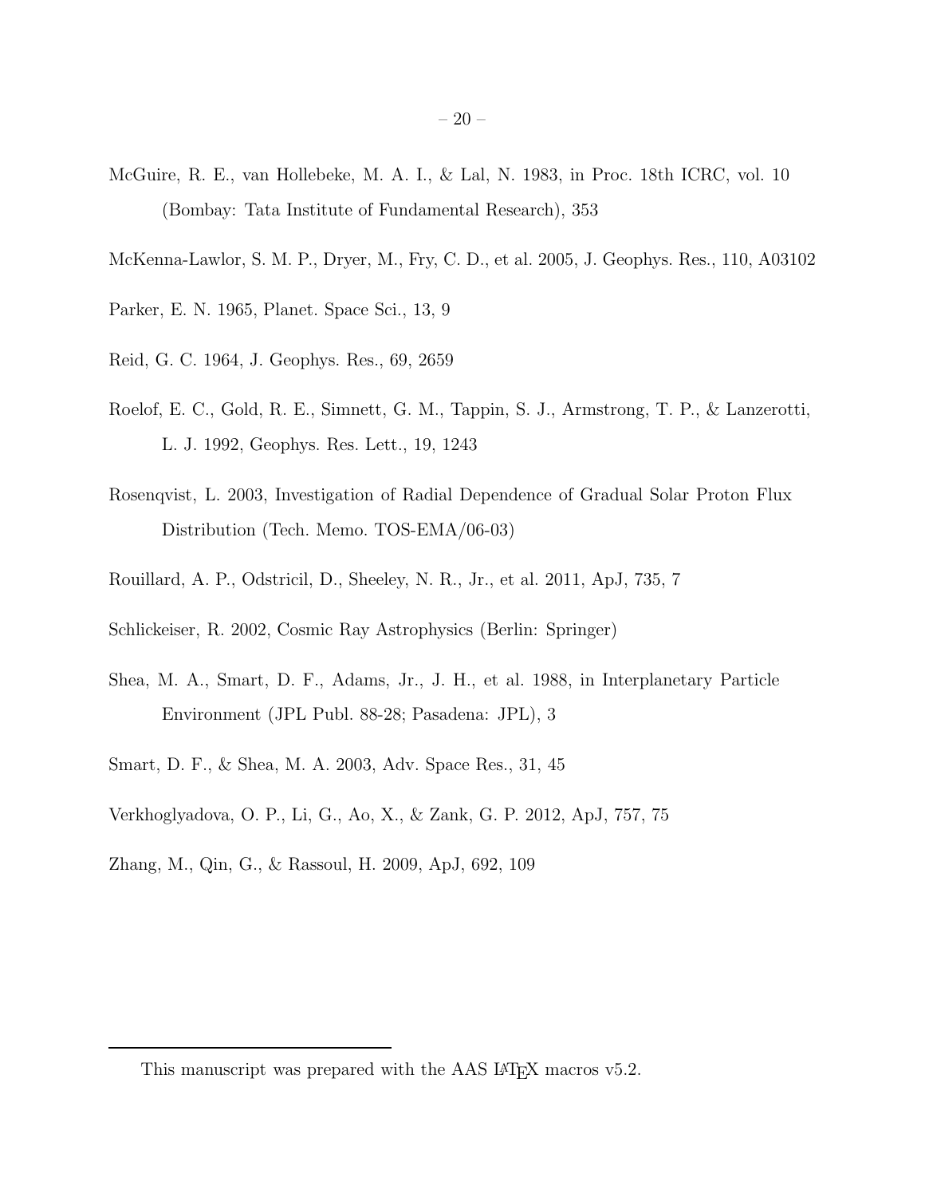McGuire, R. E., van Hollebeke, M. A. I., & Lal, N. 1983, in Proc. 18th ICRC, vol. 10 (Bombay: Tata Institute of Fundamental Research), 353

McKenna-Lawlor, S. M. P., Dryer, M., Fry, C. D., et al. 2005, J. Geophys. Res., 110, A03102

Parker, E. N. 1965, Planet. Space Sci., 13, 9

Reid, G. C. 1964, J. Geophys. Res., 69, 2659

Roelof, E. C., Gold, R. E., Simnett, G. M., Tappin, S. J., Armstrong, T. P., & Lanzerotti, L. J. 1992, Geophys. Res. Lett., 19, 1243

Rosenqvist, L. 2003, Investigation of Radial Dependence of Gradual Solar Proton Flux Distribution (Tech. Memo. TOS-EMA/06-03)

Rouillard, A. P., Odstricil, D., Sheeley, N. R., Jr., et al. 2011, ApJ, 735, 7

Schlickeiser, R. 2002, Cosmic Ray Astrophysics (Berlin: Springer)

Shea, M. A., Smart, D. F., Adams, Jr., J. H., et al. 1988, in Interplanetary Particle Environment (JPL Publ. 88-28; Pasadena: JPL), 3

Smart, D. F., & Shea, M. A. 2003, Adv. Space Res., 31, 45

Verkhoglyadova, O. P., Li, G., Ao, X., & Zank, G. P. 2012, ApJ, 757, 75

Zhang, M., Qin, G., & Rassoul, H. 2009, ApJ, 692, 109

This manuscript was prepared with the AAS LaTeX macros v5.2.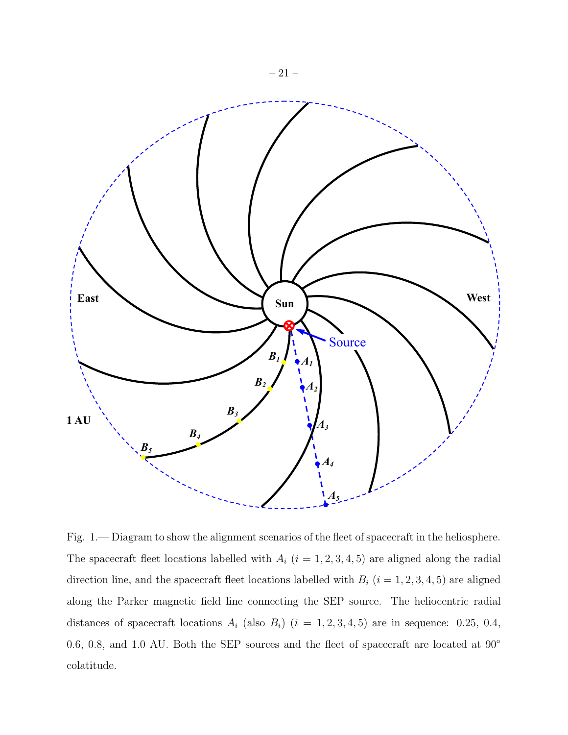Fig. 1.— Diagram to show the alignment scenarios of the fleet of spacecraft in the heliosphere. The spacecraft fleet locations labelled with $A_i$ ($i = 1, 2, 3, 4, 5$) are aligned along the radial direction line, and the spacecraft fleet locations labelled with $B_i$ ($i = 1, 2, 3, 4, 5$) are aligned along the Parker magnetic field line connecting the SEP source. The heliocentric radial distances of spacecraft locations $A_i$ (also $B_i$) ($i = 1, 2, 3, 4, 5$) are in sequence: 0.25, 0.4, 0.6, 0.8, and 1.0 AU. Both the SEP sources and the fleet of spacecraft are located at 90° colatitude.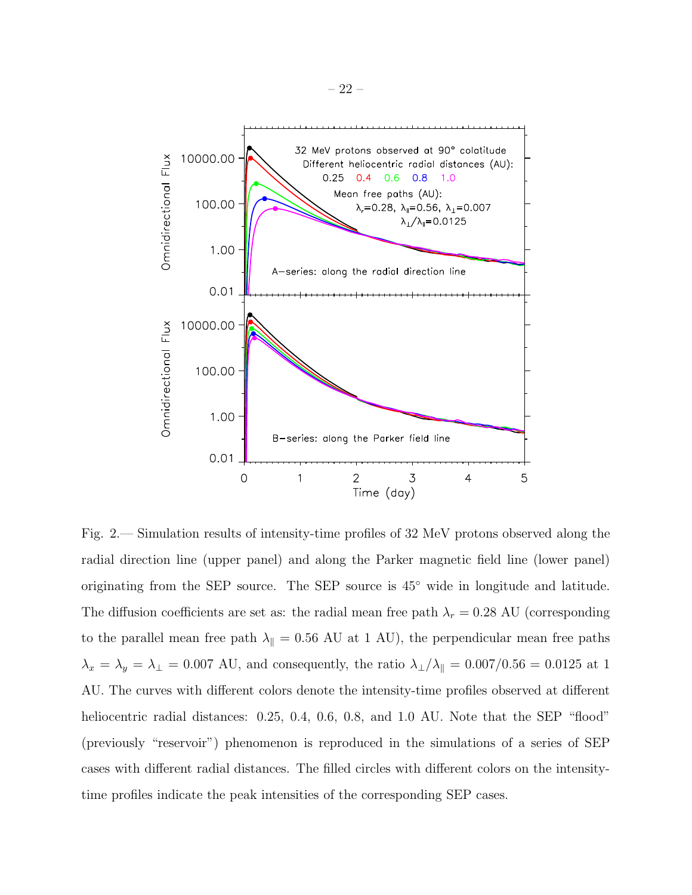Fig. 2.— Simulation results of intensity-time profiles of 32 MeV protons observed along the radial direction line (upper panel) and along the Parker magnetic field line (lower panel) originating from the SEP source. The SEP source is 45° wide in longitude and latitude. The diffusion coefficients are set as: the radial mean free path $\lambda_r = 0.28$ AU (corresponding to the parallel mean free path $\lambda_\parallel = 0.56$ AU at 1 AU), the perpendicular mean free paths $\lambda_x = \lambda_y = \lambda_\perp = 0.007$ AU, and consequently, the ratio $\lambda_\perp/\lambda_\parallel = 0.007/0.56 = 0.0125$ at 1 AU. The curves with different colors denote the intensity-time profiles observed at different heliocentric radial distances: 0.25, 0.4, 0.6, 0.8, and 1.0 AU. Note that the SEP "flood" (previously "reservoir") phenomenon is reproduced in the simulations of a series of SEP cases with different radial distances. The filled circles with different colors on the intensity-time profiles indicate the peak intensities of the corresponding SEP cases.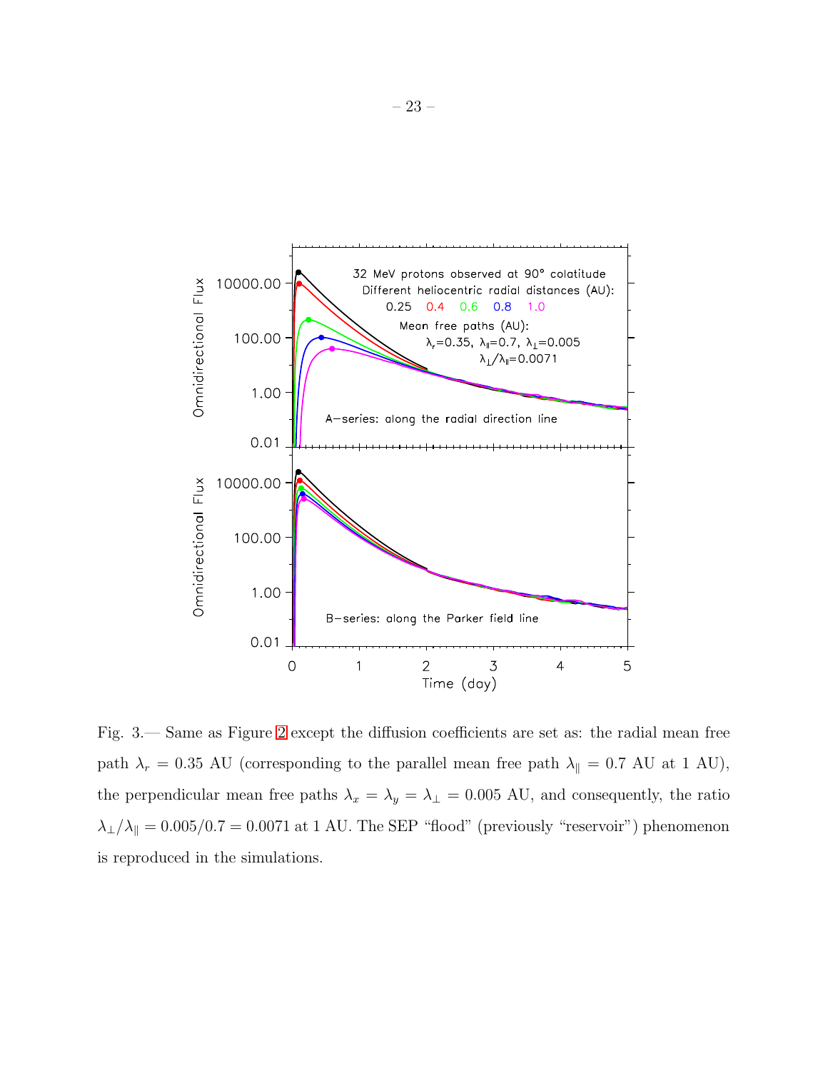Fig. 3.— Same as Figure 2 except the diffusion coefficients are set as: the radial mean free path $\lambda_r = 0.35$ AU (corresponding to the parallel mean free path $\lambda_\parallel = 0.7$ AU at 1 AU), the perpendicular mean free paths $\lambda_x = \lambda_y = \lambda_\perp = 0.005$ AU, and consequently, the ratio $\lambda_\perp/\lambda_\parallel = 0.005/0.7 = 0.0071$ at 1 AU. The SEP "flood" (previously "reservoir") phenomenon is reproduced in the simulations.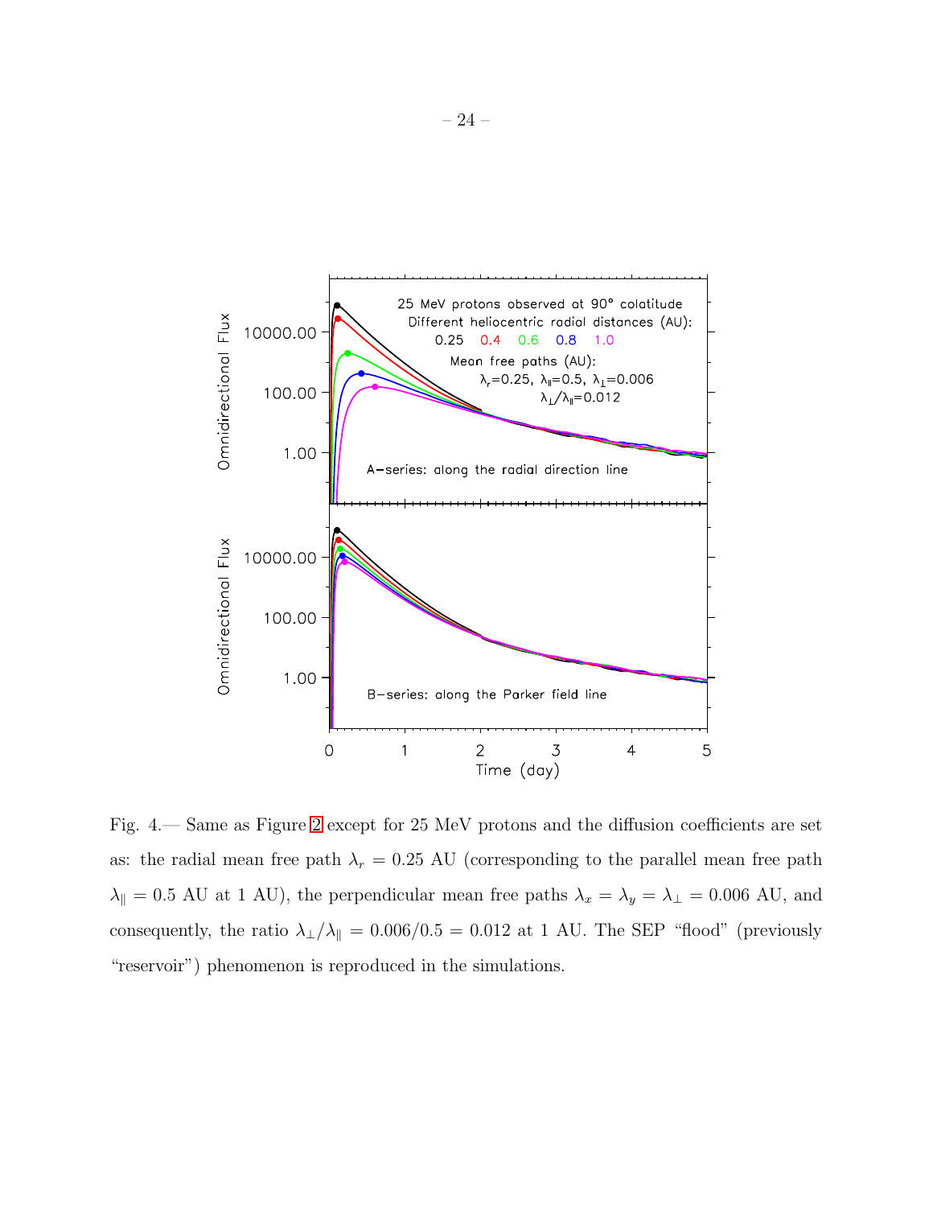Fig. 4.— Same as Figure 2 except for 25 MeV protons and the diffusion coefficients are set as: the radial mean free path $\lambda_r = 0.25$ AU (corresponding to the parallel mean free path $\lambda_\parallel = 0.5$ AU at 1 AU), the perpendicular mean free paths $\lambda_x = \lambda_y = \lambda_\perp = 0.006$ AU, and consequently, the ratio $\lambda_\perp/\lambda_\parallel = 0.006/0.5 = 0.012$ at 1 AU. The SEP "flood" (previously "reservoir") phenomenon is reproduced in the simulations.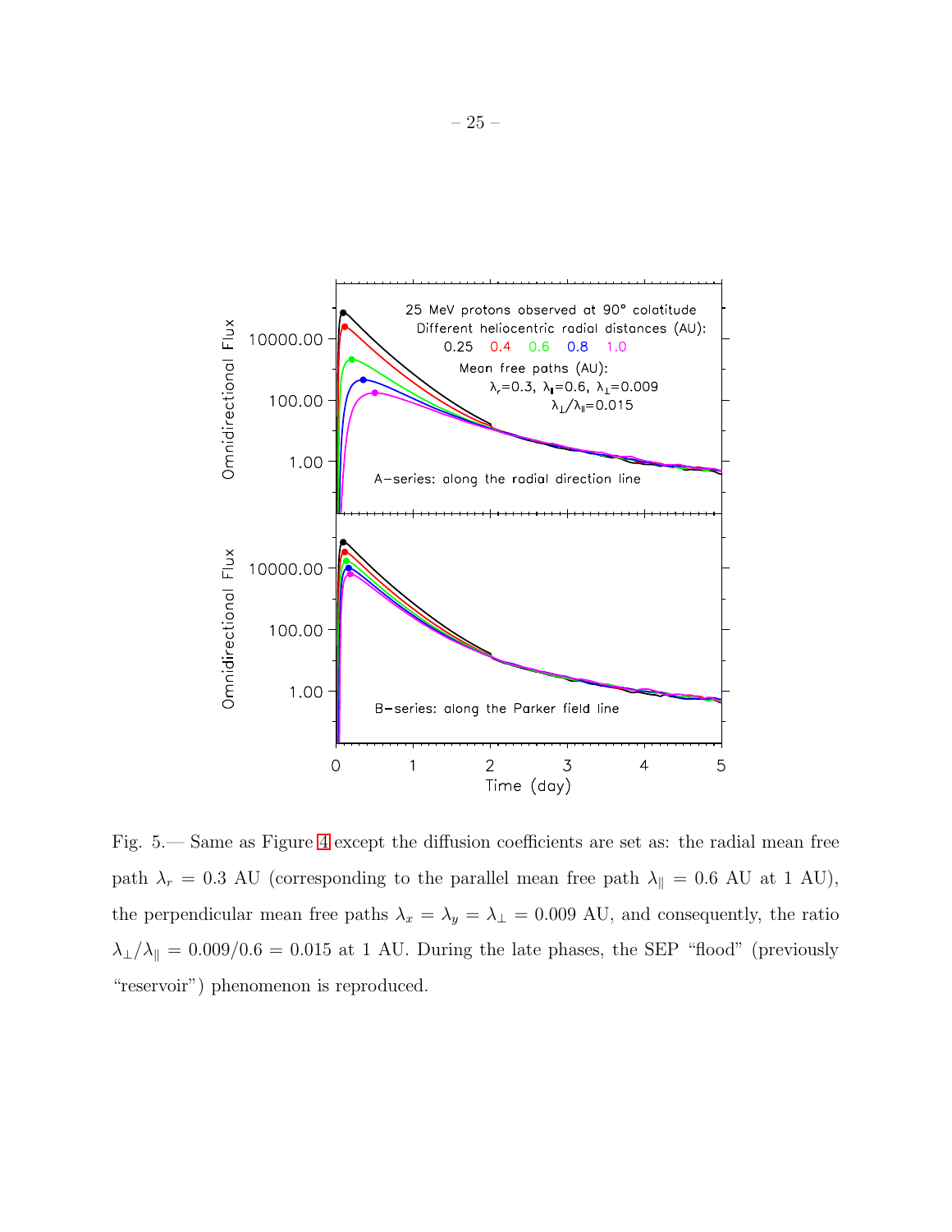Fig. 5.— Same as Figure 4 except the diffusion coefficients are set as: the radial mean free path $\lambda_r = 0.3$ AU (corresponding to the parallel mean free path $\lambda_\parallel = 0.6$ AU at 1 AU), the perpendicular mean free paths $\lambda_x = \lambda_y = \lambda_\perp = 0.009$ AU, and consequently, the ratio $\lambda_\perp/\lambda_\parallel = 0.009/0.6 = 0.015$ at 1 AU. During the late phases, the SEP "flood" (previously "reservoir") phenomenon is reproduced.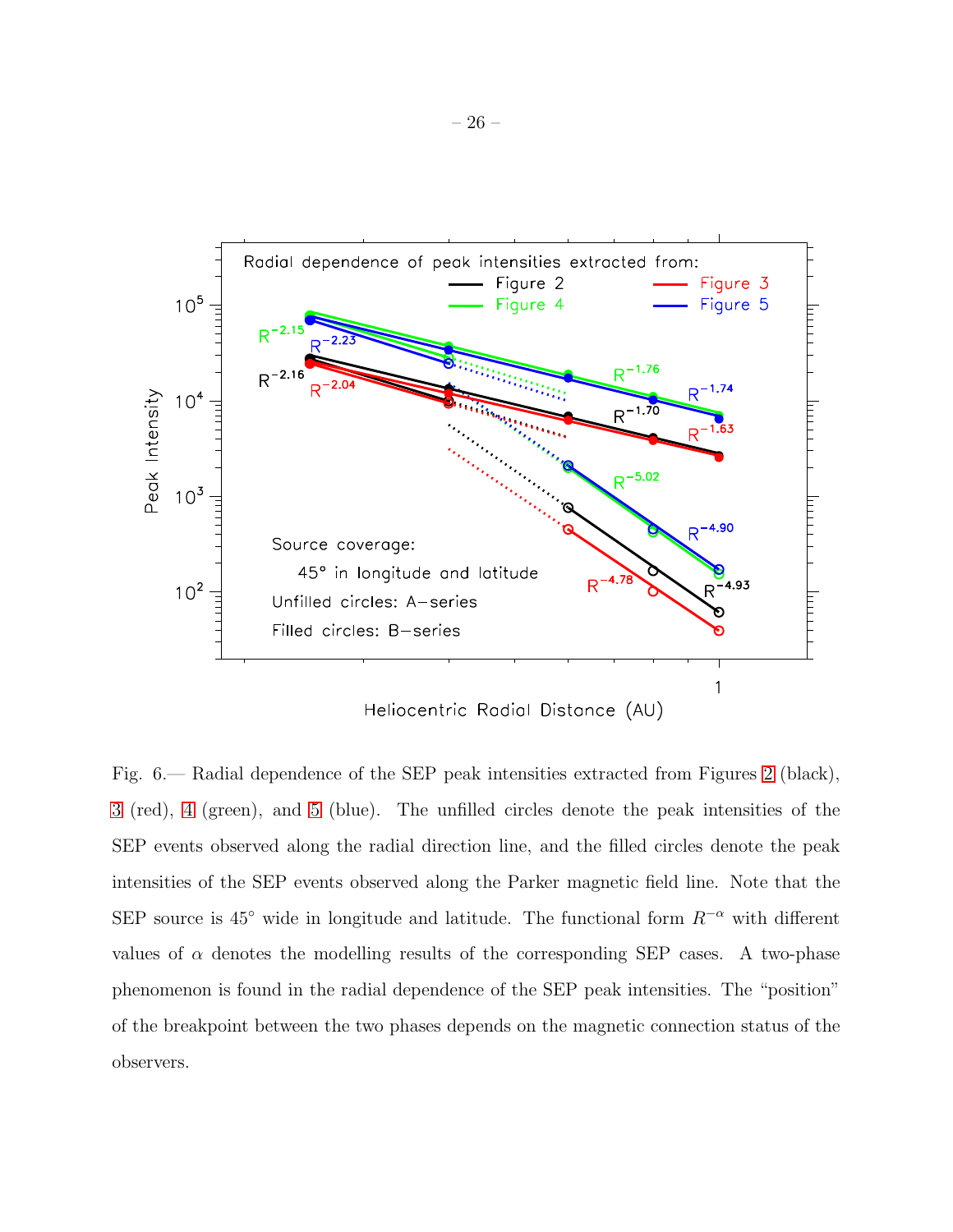Fig. 6.— Radial dependence of the SEP peak intensities extracted from Figures 2 (black), 3 (red), 4 (green), and 5 (blue). The unfilled circles denote the peak intensities of the SEP events observed along the radial direction line, and the filled circles denote the peak intensities of the SEP events observed along the Parker magnetic field line. Note that the SEP source is 45° wide in longitude and latitude. The functional form $R^{-\alpha}$ with different values of $\alpha$ denotes the modelling results of the corresponding SEP cases. A two-phase phenomenon is found in the radial dependence of the SEP peak intensities. The "position" of the breakpoint between the two phases depends on the magnetic connection status of the observers.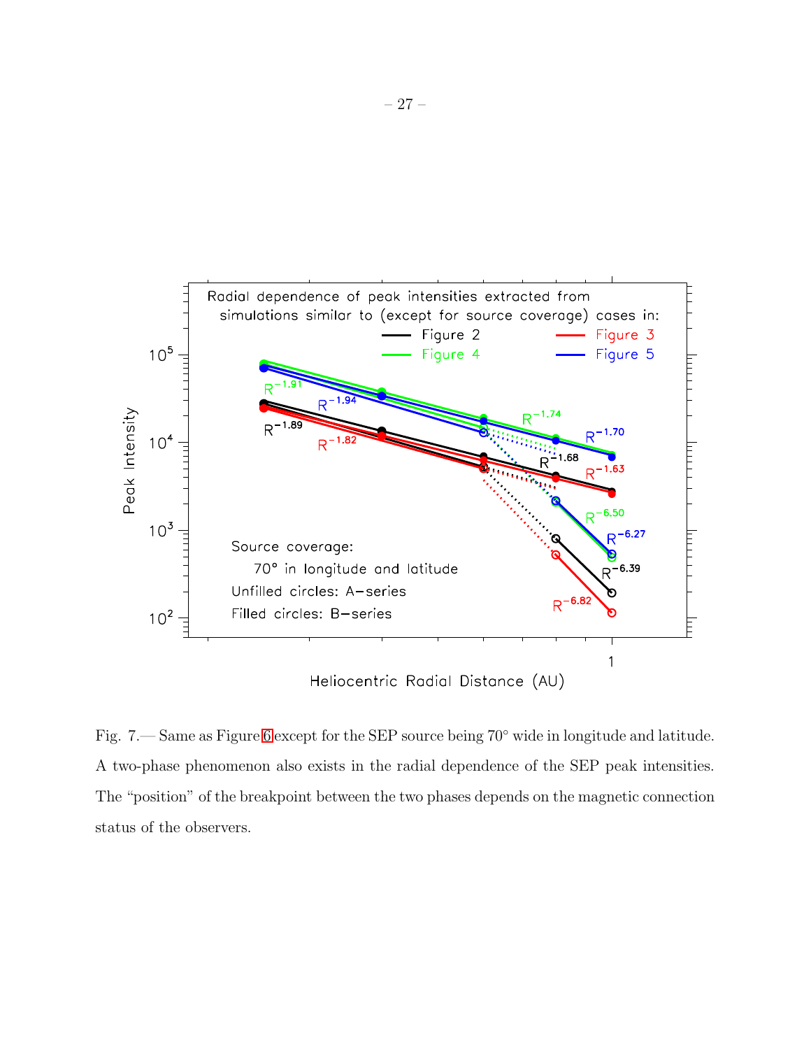Radial dependence of peak intensities extracted from simulations similar to (except for source coverage) cases in:

Figure 2

Figure 3

Figure 4

Figure 5

$R^{-1.91}$

$R^{-1.94}$

$R^{-1.89}$

$R^{-1.82}$

$R^{-1.74}$

$R^{-1.70}$

$R^{-1.68}$

$R^{-1.63}$

$R^{-6.50}$

$R^{-6.27}$

$R^{-6.39}$

$R^{-6.82}$

Source coverage:

70° in longitude and latitude

Unfilled circles: A–series

Filled circles: B–series

Peak Intensity

$10^2$

$10^3$

$10^4$

$10^5$

1

Heliocentric Radial Distance (AU)

Fig. 7.— Same as Figure 6 except for the SEP source being 70° wide in longitude and latitude. A two-phase phenomenon also exists in the radial dependence of the SEP peak intensities. The "position" of the breakpoint between the two phases depends on the magnetic connection status of the observers.